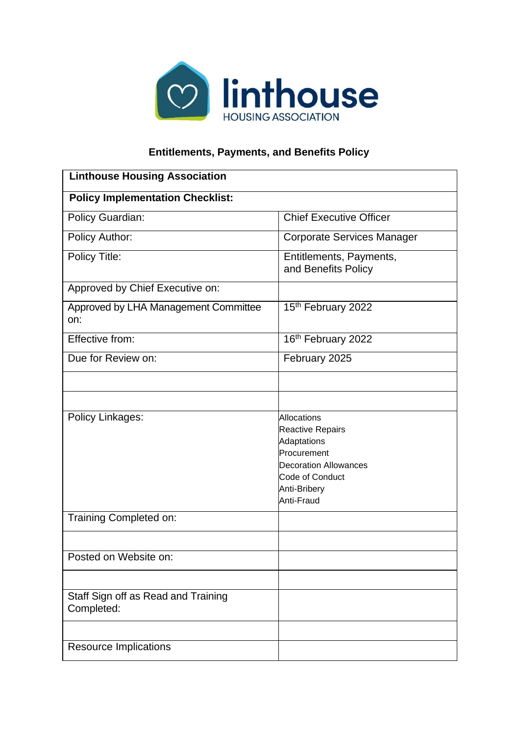linthouse
HOUSING ASSOCIATION

# Entitlements, Payments, and Benefits Policy

| Linthouse Housing Association | |
|---|---|
| **Policy Implementation Checklist:** | |
| Policy Guardian: | Chief Executive Officer |
| Policy Author: | Corporate Services Manager |
| Policy Title: | Entitlements, Payments, and Benefits Policy |
| Approved by Chief Executive on: | |
| Approved by LHA Management Committee on: | 15th February 2022 |
| Effective from: | 16th February 2022 |
| Due for Review on: | February 2025 |
| | |
| | |
| Policy Linkages: | Allocations<br>Reactive Repairs<br>Adaptations<br>Procurement<br>Decoration Allowances<br>Code of Conduct<br>Anti-Bribery<br>Anti-Fraud |
| Training Completed on: | |
| | |
| Posted on Website on: | |
| | |
| Staff Sign off as Read and Training Completed: | |
| | |
| Resource Implications | |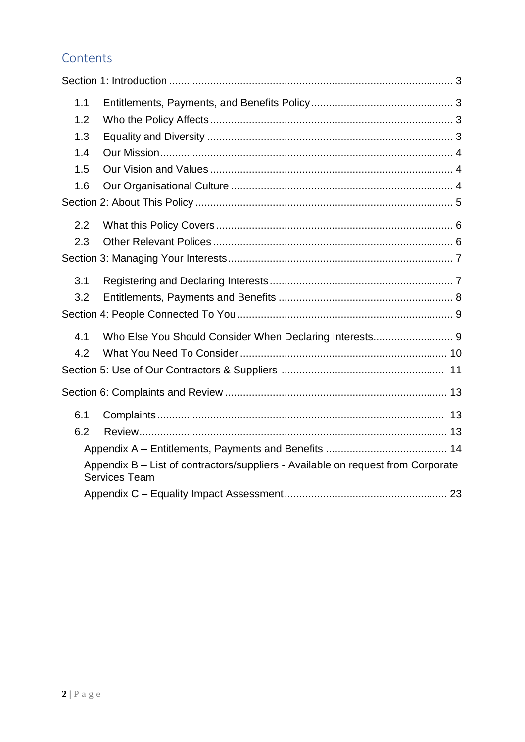## Contents

Section 1: Introduction ............................................................................................. 3

- 1.1 Entitlements, Payments, and Benefits Policy ............................................... 3
- 1.2 Who the Policy Affects ................................................................................ 3
- 1.3 Equality and Diversity ................................................................................. 3
- 1.4 Our Mission ................................................................................................. 4
- 1.5 Our Vision and Values ................................................................................ 4
- 1.6 Our Organisational Culture ......................................................................... 4

Section 2: About This Policy ..................................................................................... 5

- 2.2 What this Policy Covers .............................................................................. 6
- 2.3 Other Relevant Polices ............................................................................... 6

Section 3: Managing Your Interests ........................................................................... 7

- 3.1 Registering and Declaring Interests ............................................................ 7
- 3.2 Entitlements, Payments and Benefits .......................................................... 8

Section 4: People Connected To You ........................................................................ 9

- 4.1 Who Else You Should Consider When Declaring Interests .......................... 9
- 4.2 What You Need To Consider ..................................................................... 10

Section 5: Use of Our Contractors & Suppliers ...................................................... 11

Section 6: Complaints and Review .......................................................................... 13

- 6.1 Complaints ............................................................................................... 13
- 6.2 Review ...................................................................................................... 13
- Appendix A – Entitlements, Payments and Benefits ........................................ 14
- Appendix B – List of contractors/suppliers - Available on request from Corporate Services Team
- Appendix C – Equality Impact Assessment ...................................................... 23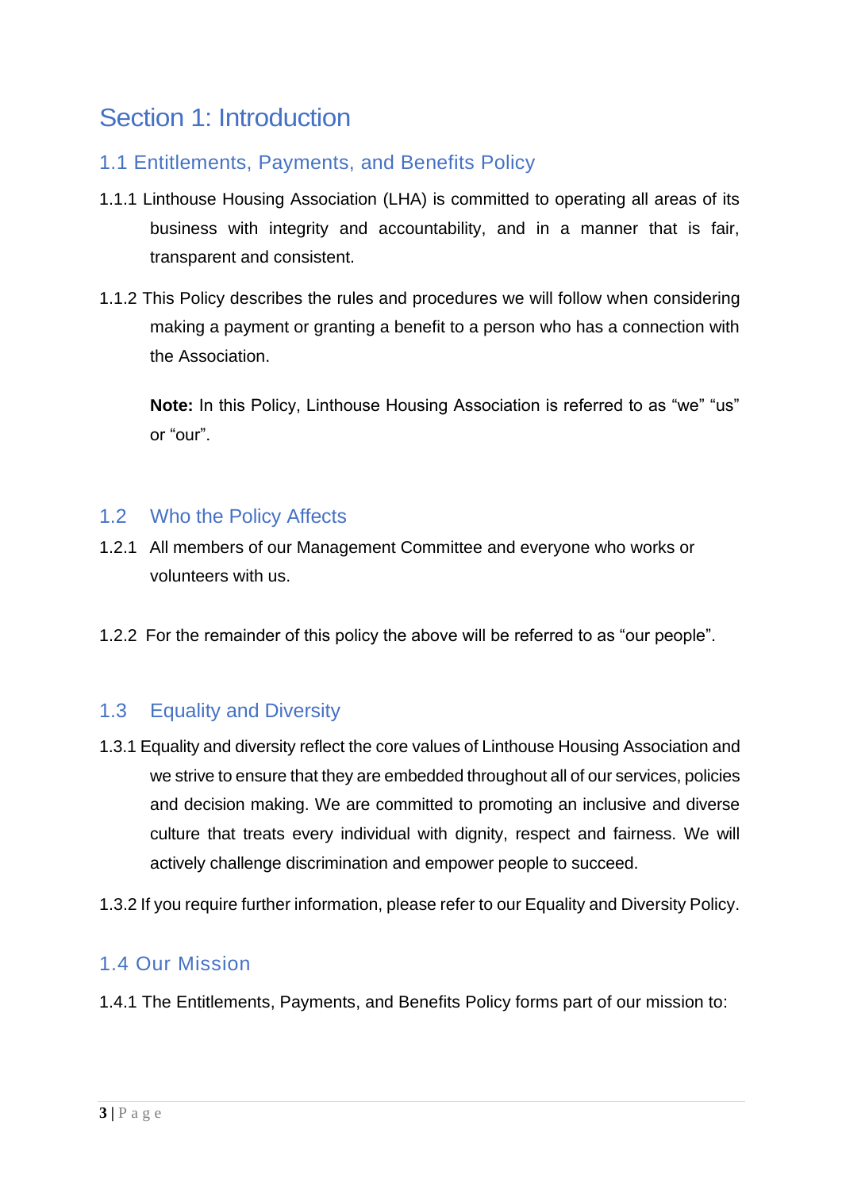# Section 1: Introduction

## 1.1 Entitlements, Payments, and Benefits Policy

1.1.1 Linthouse Housing Association (LHA) is committed to operating all areas of its business with integrity and accountability, and in a manner that is fair, transparent and consistent.

1.1.2 This Policy describes the rules and procedures we will follow when considering making a payment or granting a benefit to a person who has a connection with the Association.

**Note:** In this Policy, Linthouse Housing Association is referred to as "we" "us" or "our".

## 1.2 Who the Policy Affects

1.2.1 All members of our Management Committee and everyone who works or volunteers with us.

1.2.2 For the remainder of this policy the above will be referred to as "our people".

## 1.3 Equality and Diversity

1.3.1 Equality and diversity reflect the core values of Linthouse Housing Association and we strive to ensure that they are embedded throughout all of our services, policies and decision making. We are committed to promoting an inclusive and diverse culture that treats every individual with dignity, respect and fairness. We will actively challenge discrimination and empower people to succeed.

1.3.2 If you require further information, please refer to our Equality and Diversity Policy.

## 1.4 Our Mission

1.4.1 The Entitlements, Payments, and Benefits Policy forms part of our mission to: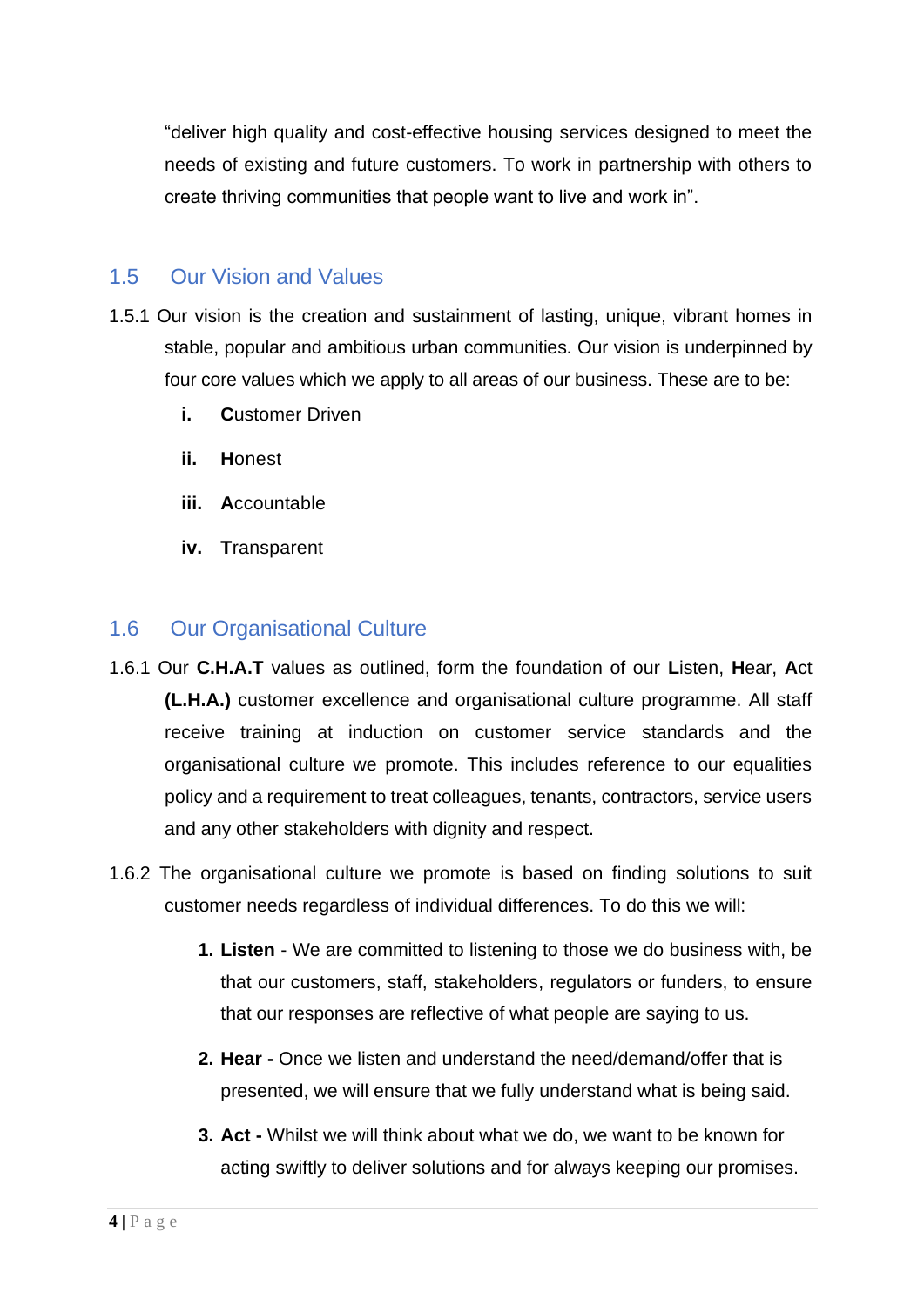"deliver high quality and cost-effective housing services designed to meet the needs of existing and future customers. To work in partnership with others to create thriving communities that people want to live and work in".

## 1.5 Our Vision and Values

1.5.1 Our vision is the creation and sustainment of lasting, unique, vibrant homes in stable, popular and ambitious urban communities. Our vision is underpinned by four core values which we apply to all areas of our business. These are to be:

- **i.** **C**ustomer Driven
- **ii.** **H**onest
- **iii.** **A**ccountable
- **iv.** **T**ransparent

## 1.6 Our Organisational Culture

1.6.1 Our **C.H.A.T** values as outlined, form the foundation of our **L**isten, **H**ear, **A**ct **(L.H.A.)** customer excellence and organisational culture programme. All staff receive training at induction on customer service standards and the organisational culture we promote. This includes reference to our equalities policy and a requirement to treat colleagues, tenants, contractors, service users and any other stakeholders with dignity and respect.

1.6.2 The organisational culture we promote is based on finding solutions to suit customer needs regardless of individual differences. To do this we will:

1. **Listen** - We are committed to listening to those we do business with, be that our customers, staff, stakeholders, regulators or funders, to ensure that our responses are reflective of what people are saying to us.
2. **Hear -** Once we listen and understand the need/demand/offer that is presented, we will ensure that we fully understand what is being said.
3. **Act -** Whilst we will think about what we do, we want to be known for acting swiftly to deliver solutions and for always keeping our promises.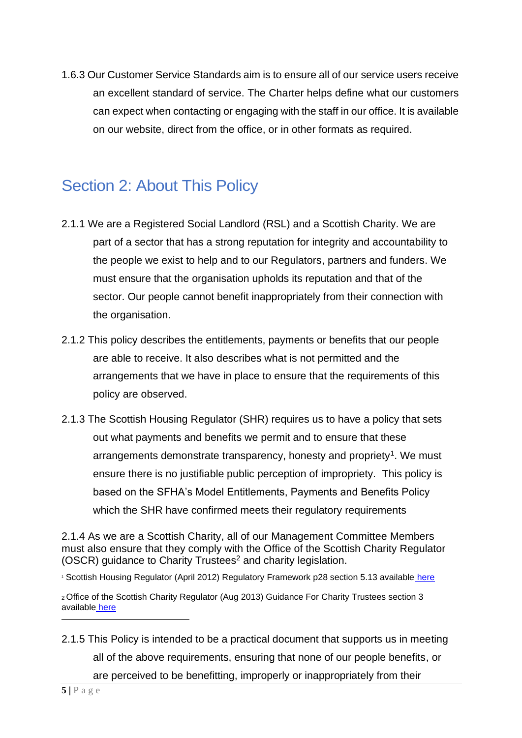1.6.3 Our Customer Service Standards aim is to ensure all of our service users receive an excellent standard of service. The Charter helps define what our customers can expect when contacting or engaging with the staff in our office. It is available on our website, direct from the office, or in other formats as required.

## Section 2: About This Policy

2.1.1 We are a Registered Social Landlord (RSL) and a Scottish Charity. We are part of a sector that has a strong reputation for integrity and accountability to the people we exist to help and to our Regulators, partners and funders. We must ensure that the organisation upholds its reputation and that of the sector. Our people cannot benefit inappropriately from their connection with the organisation.

2.1.2 This policy describes the entitlements, payments or benefits that our people are able to receive. It also describes what is not permitted and the arrangements that we have in place to ensure that the requirements of this policy are observed.

2.1.3 The Scottish Housing Regulator (SHR) requires us to have a policy that sets out what payments and benefits we permit and to ensure that these arrangements demonstrate transparency, honesty and propriety[1]. We must ensure there is no justifiable public perception of impropriety. This policy is based on the SFHA's Model Entitlements, Payments and Benefits Policy which the SHR have confirmed meets their regulatory requirements

2.1.4 As we are a Scottish Charity, all of our Management Committee Members must also ensure that they comply with the Office of the Scottish Charity Regulator (OSCR) guidance to Charity Trustees[2] and charity legislation.

[1] Scottish Housing Regulator (April 2012) Regulatory Framework p28 section 5.13 available here

[2] Office of the Scottish Charity Regulator (Aug 2013) Guidance For Charity Trustees section 3 available here

2.1.5 This Policy is intended to be a practical document that supports us in meeting all of the above requirements, ensuring that none of our people benefits, or are perceived to be benefitting, improperly or inappropriately from their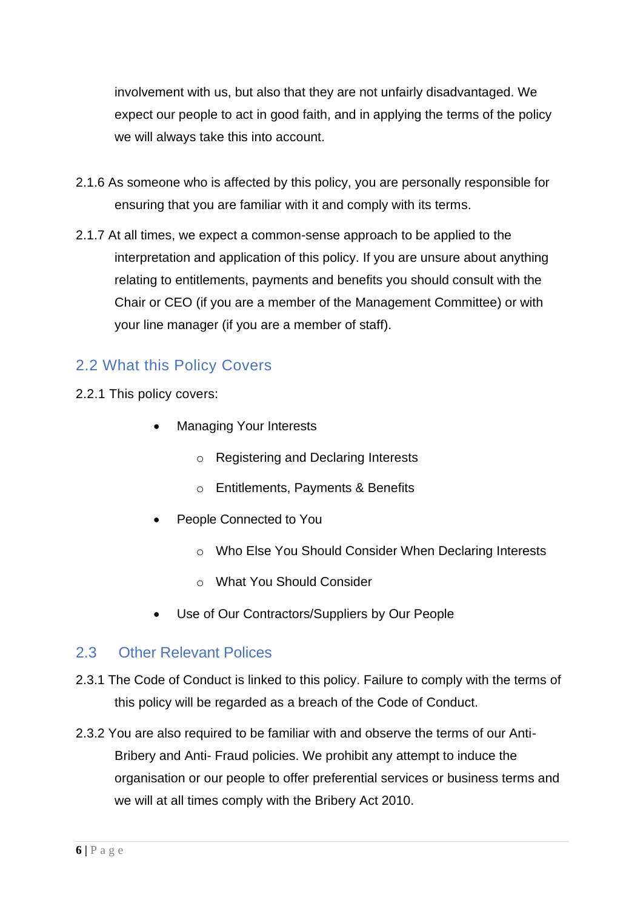involvement with us, but also that they are not unfairly disadvantaged. We expect our people to act in good faith, and in applying the terms of the policy we will always take this into account.

2.1.6 As someone who is affected by this policy, you are personally responsible for ensuring that you are familiar with it and comply with its terms.

2.1.7 At all times, we expect a common-sense approach to be applied to the interpretation and application of this policy. If you are unsure about anything relating to entitlements, payments and benefits you should consult with the Chair or CEO (if you are a member of the Management Committee) or with your line manager (if you are a member of staff).

## 2.2 What this Policy Covers

2.2.1 This policy covers:

- Managing Your Interests
    - Registering and Declaring Interests
    - Entitlements, Payments & Benefits
- People Connected to You
    - Who Else You Should Consider When Declaring Interests
    - What You Should Consider
- Use of Our Contractors/Suppliers by Our People

## 2.3 Other Relevant Polices

2.3.1 The Code of Conduct is linked to this policy. Failure to comply with the terms of this policy will be regarded as a breach of the Code of Conduct.

2.3.2 You are also required to be familiar with and observe the terms of our Anti-Bribery and Anti- Fraud policies. We prohibit any attempt to induce the organisation or our people to offer preferential services or business terms and we will at all times comply with the Bribery Act 2010.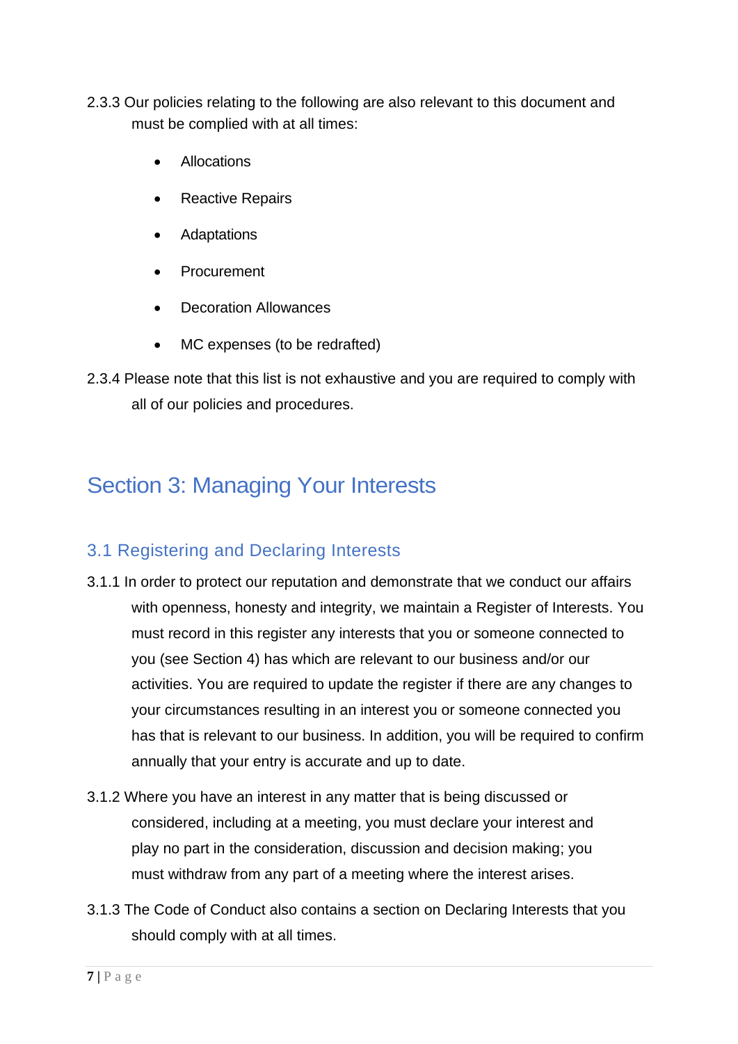2.3.3 Our policies relating to the following are also relevant to this document and must be complied with at all times:

- Allocations
- Reactive Repairs
- Adaptations
- Procurement
- Decoration Allowances
- MC expenses (to be redrafted)

2.3.4 Please note that this list is not exhaustive and you are required to comply with all of our policies and procedures.

# Section 3: Managing Your Interests

## 3.1 Registering and Declaring Interests

3.1.1 In order to protect our reputation and demonstrate that we conduct our affairs with openness, honesty and integrity, we maintain a Register of Interests. You must record in this register any interests that you or someone connected to you (see Section 4) has which are relevant to our business and/or our activities. You are required to update the register if there are any changes to your circumstances resulting in an interest you or someone connected you has that is relevant to our business. In addition, you will be required to confirm annually that your entry is accurate and up to date.

3.1.2 Where you have an interest in any matter that is being discussed or considered, including at a meeting, you must declare your interest and play no part in the consideration, discussion and decision making; you must withdraw from any part of a meeting where the interest arises.

3.1.3 The Code of Conduct also contains a section on Declaring Interests that you should comply with at all times.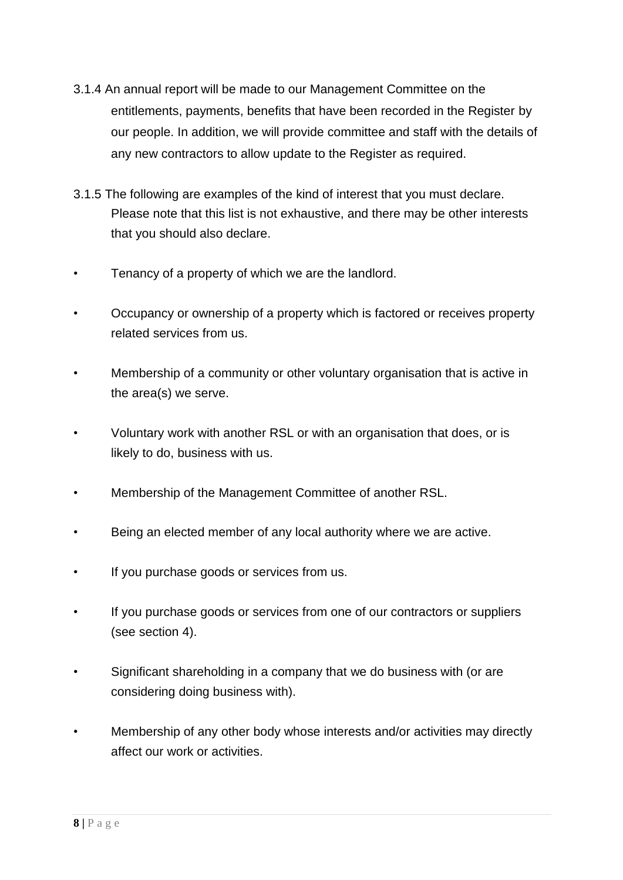3.1.4 An annual report will be made to our Management Committee on the entitlements, payments, benefits that have been recorded in the Register by our people. In addition, we will provide committee and staff with the details of any new contractors to allow update to the Register as required.

3.1.5 The following are examples of the kind of interest that you must declare. Please note that this list is not exhaustive, and there may be other interests that you should also declare.

- Tenancy of a property of which we are the landlord.
- Occupancy or ownership of a property which is factored or receives property related services from us.
- Membership of a community or other voluntary organisation that is active in the area(s) we serve.
- Voluntary work with another RSL or with an organisation that does, or is likely to do, business with us.
- Membership of the Management Committee of another RSL.
- Being an elected member of any local authority where we are active.
- If you purchase goods or services from us.
- If you purchase goods or services from one of our contractors or suppliers (see section 4).
- Significant shareholding in a company that we do business with (or are considering doing business with).
- Membership of any other body whose interests and/or activities may directly affect our work or activities.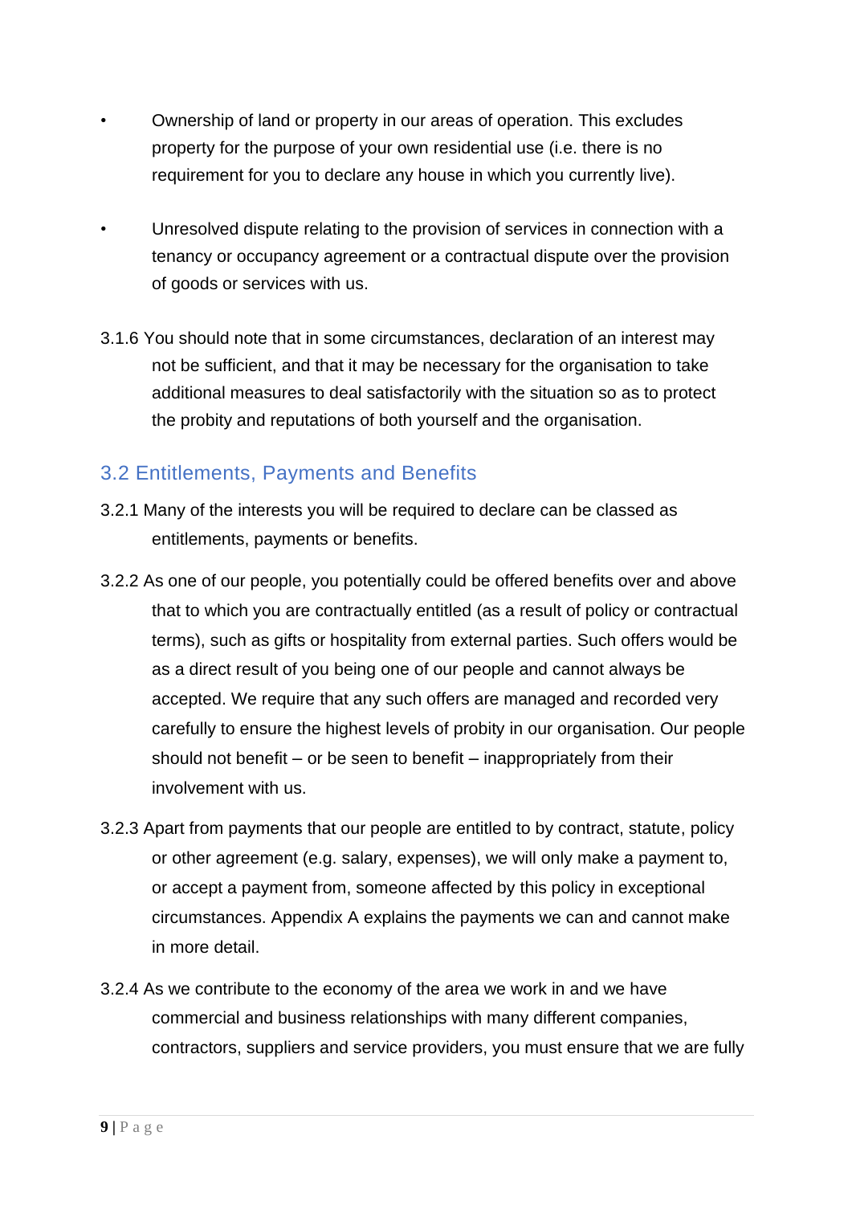- Ownership of land or property in our areas of operation. This excludes property for the purpose of your own residential use (i.e. there is no requirement for you to declare any house in which you currently live).

- Unresolved dispute relating to the provision of services in connection with a tenancy or occupancy agreement or a contractual dispute over the provision of goods or services with us.

3.1.6 You should note that in some circumstances, declaration of an interest may not be sufficient, and that it may be necessary for the organisation to take additional measures to deal satisfactorily with the situation so as to protect the probity and reputations of both yourself and the organisation.

## 3.2 Entitlements, Payments and Benefits

3.2.1 Many of the interests you will be required to declare can be classed as entitlements, payments or benefits.

3.2.2 As one of our people, you potentially could be offered benefits over and above that to which you are contractually entitled (as a result of policy or contractual terms), such as gifts or hospitality from external parties. Such offers would be as a direct result of you being one of our people and cannot always be accepted. We require that any such offers are managed and recorded very carefully to ensure the highest levels of probity in our organisation. Our people should not benefit – or be seen to benefit – inappropriately from their involvement with us.

3.2.3 Apart from payments that our people are entitled to by contract, statute, policy or other agreement (e.g. salary, expenses), we will only make a payment to, or accept a payment from, someone affected by this policy in exceptional circumstances. Appendix A explains the payments we can and cannot make in more detail.

3.2.4 As we contribute to the economy of the area we work in and we have commercial and business relationships with many different companies, contractors, suppliers and service providers, you must ensure that we are fully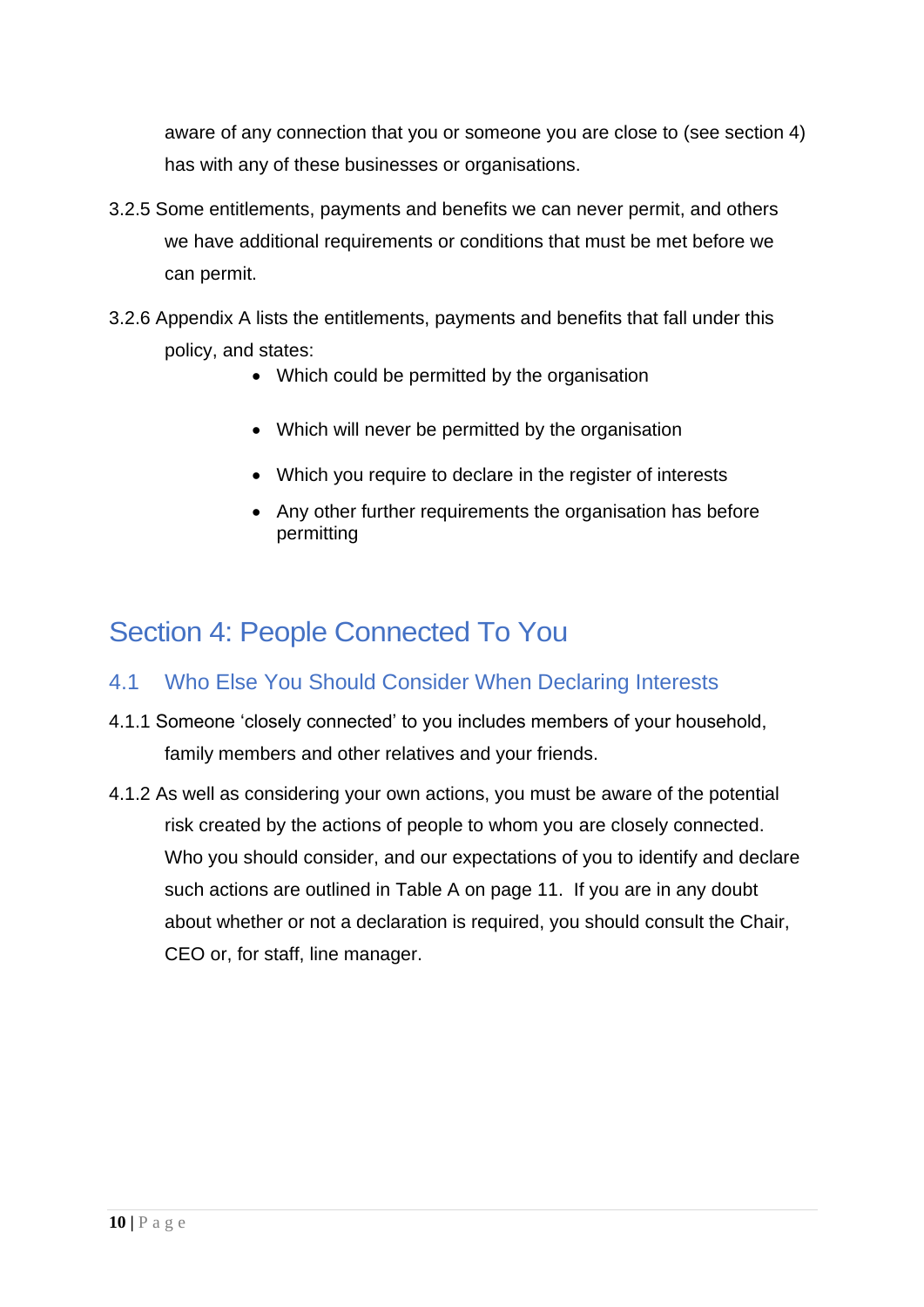aware of any connection that you or someone you are close to (see section 4) has with any of these businesses or organisations.

3.2.5 Some entitlements, payments and benefits we can never permit, and others we have additional requirements or conditions that must be met before we can permit.

3.2.6 Appendix A lists the entitlements, payments and benefits that fall under this policy, and states:

- Which could be permitted by the organisation
- Which will never be permitted by the organisation
- Which you require to declare in the register of interests
- Any other further requirements the organisation has before permitting

## Section 4: People Connected To You

### 4.1 Who Else You Should Consider When Declaring Interests

4.1.1 Someone 'closely connected' to you includes members of your household, family members and other relatives and your friends.

4.1.2 As well as considering your own actions, you must be aware of the potential risk created by the actions of people to whom you are closely connected. Who you should consider, and our expectations of you to identify and declare such actions are outlined in Table A on page 11. If you are in any doubt about whether or not a declaration is required, you should consult the Chair, CEO or, for staff, line manager.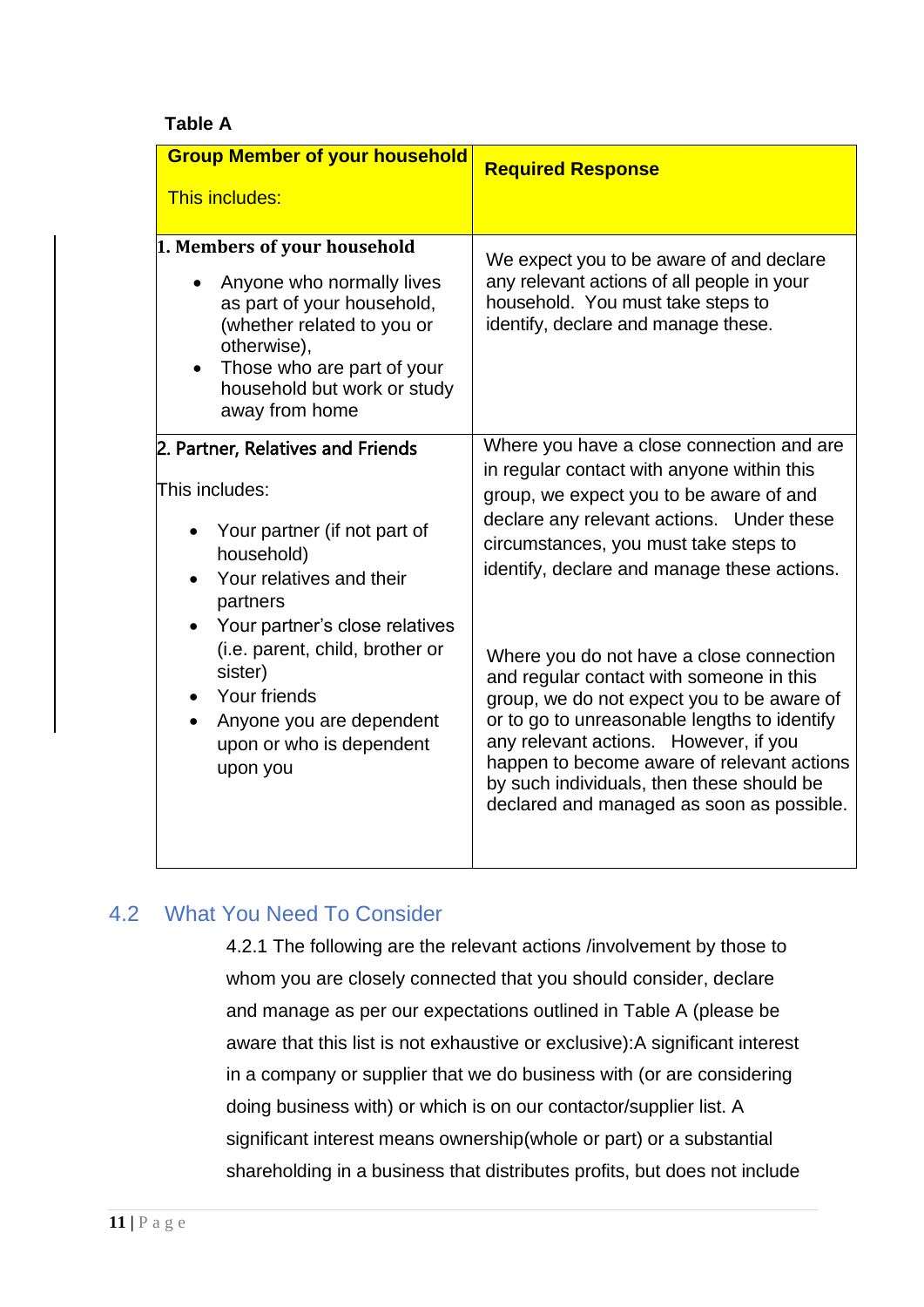**Table A**

| **Group Member of your household**<br><br>This includes: | **Required Response** |
|---|---|
| **1. Members of your household**<br><br>• Anyone who normally lives as part of your household, (whether related to you or otherwise),<br>• Those who are part of your household but work or study away from home | We expect you to be aware of and declare any relevant actions of all people in your household. You must take steps to identify, declare and manage these. |
| 2. Partner, Relatives and Friends<br><br>This includes:<br><br>• Your partner (if not part of household)<br>• Your relatives and their partners<br>• Your partner's close relatives (i.e. parent, child, brother or sister)<br>• Your friends<br>• Anyone you are dependent upon or who is dependent upon you | Where you have a close connection and are in regular contact with anyone within this group, we expect you to be aware of and declare any relevant actions. Under these circumstances, you must take steps to identify, declare and manage these actions.<br><br>Where you do not have a close connection and regular contact with someone in this group, we do not expect you to be aware of or to go to unreasonable lengths to identify any relevant actions. However, if you happen to become aware of relevant actions by such individuals, then these should be declared and managed as soon as possible. |

## 4.2 What You Need To Consider

4.2.1 The following are the relevant actions /involvement by those to whom you are closely connected that you should consider, declare and manage as per our expectations outlined in Table A (please be aware that this list is not exhaustive or exclusive):A significant interest in a company or supplier that we do business with (or are considering doing business with) or which is on our contactor/supplier list. A significant interest means ownership(whole or part) or a substantial shareholding in a business that distributes profits, but does not include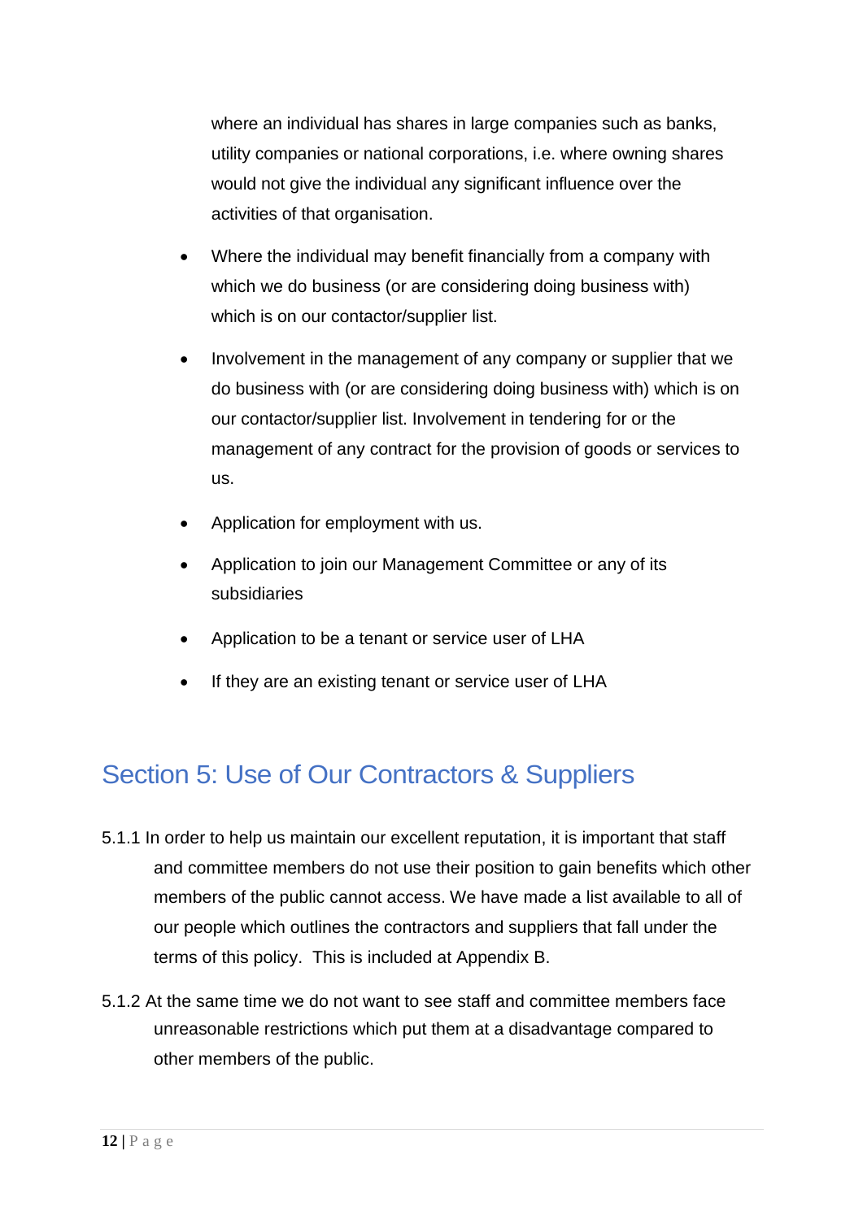where an individual has shares in large companies such as banks, utility companies or national corporations, i.e. where owning shares would not give the individual any significant influence over the activities of that organisation.

- Where the individual may benefit financially from a company with which we do business (or are considering doing business with) which is on our contactor/supplier list.
- Involvement in the management of any company or supplier that we do business with (or are considering doing business with) which is on our contactor/supplier list. Involvement in tendering for or the management of any contract for the provision of goods or services to us.
- Application for employment with us.
- Application to join our Management Committee or any of its subsidiaries
- Application to be a tenant or service user of LHA
- If they are an existing tenant or service user of LHA

## Section 5: Use of Our Contractors & Suppliers

5.1.1 In order to help us maintain our excellent reputation, it is important that staff and committee members do not use their position to gain benefits which other members of the public cannot access. We have made a list available to all of our people which outlines the contractors and suppliers that fall under the terms of this policy. This is included at Appendix B.

5.1.2 At the same time we do not want to see staff and committee members face unreasonable restrictions which put them at a disadvantage compared to other members of the public.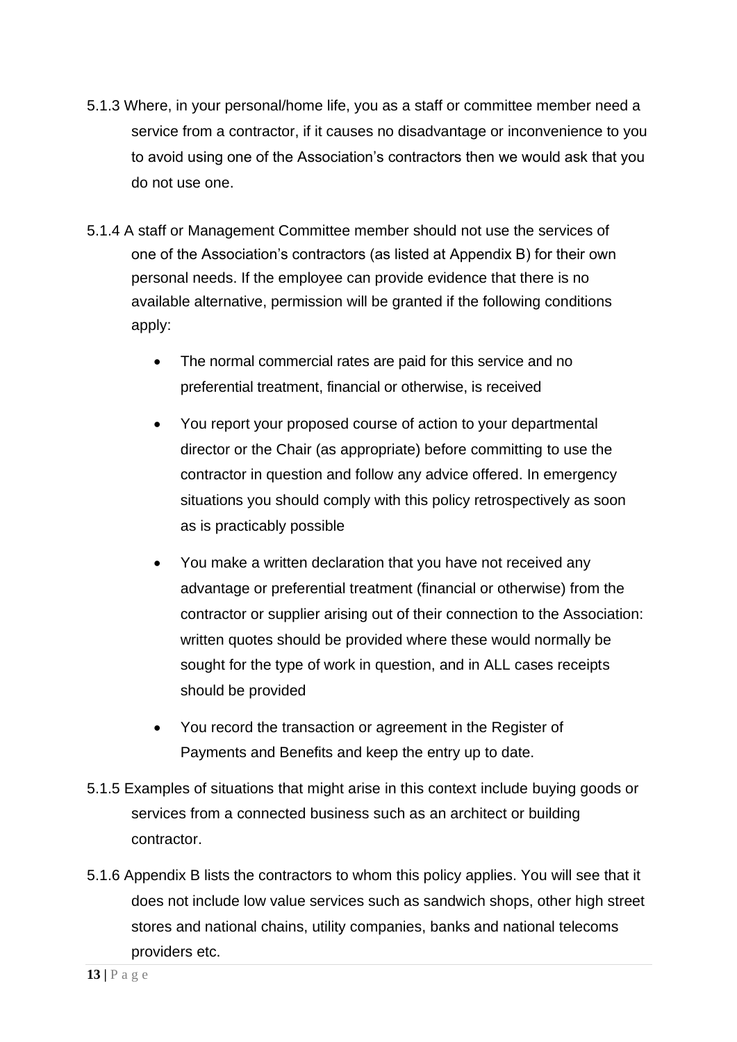5.1.3 Where, in your personal/home life, you as a staff or committee member need a service from a contractor, if it causes no disadvantage or inconvenience to you to avoid using one of the Association's contractors then we would ask that you do not use one.

5.1.4 A staff or Management Committee member should not use the services of one of the Association's contractors (as listed at Appendix B) for their own personal needs. If the employee can provide evidence that there is no available alternative, permission will be granted if the following conditions apply:

- The normal commercial rates are paid for this service and no preferential treatment, financial or otherwise, is received
- You report your proposed course of action to your departmental director or the Chair (as appropriate) before committing to use the contractor in question and follow any advice offered. In emergency situations you should comply with this policy retrospectively as soon as is practicably possible
- You make a written declaration that you have not received any advantage or preferential treatment (financial or otherwise) from the contractor or supplier arising out of their connection to the Association: written quotes should be provided where these would normally be sought for the type of work in question, and in ALL cases receipts should be provided
- You record the transaction or agreement in the Register of Payments and Benefits and keep the entry up to date.

5.1.5 Examples of situations that might arise in this context include buying goods or services from a connected business such as an architect or building contractor.

5.1.6 Appendix B lists the contractors to whom this policy applies. You will see that it does not include low value services such as sandwich shops, other high street stores and national chains, utility companies, banks and national telecoms providers etc.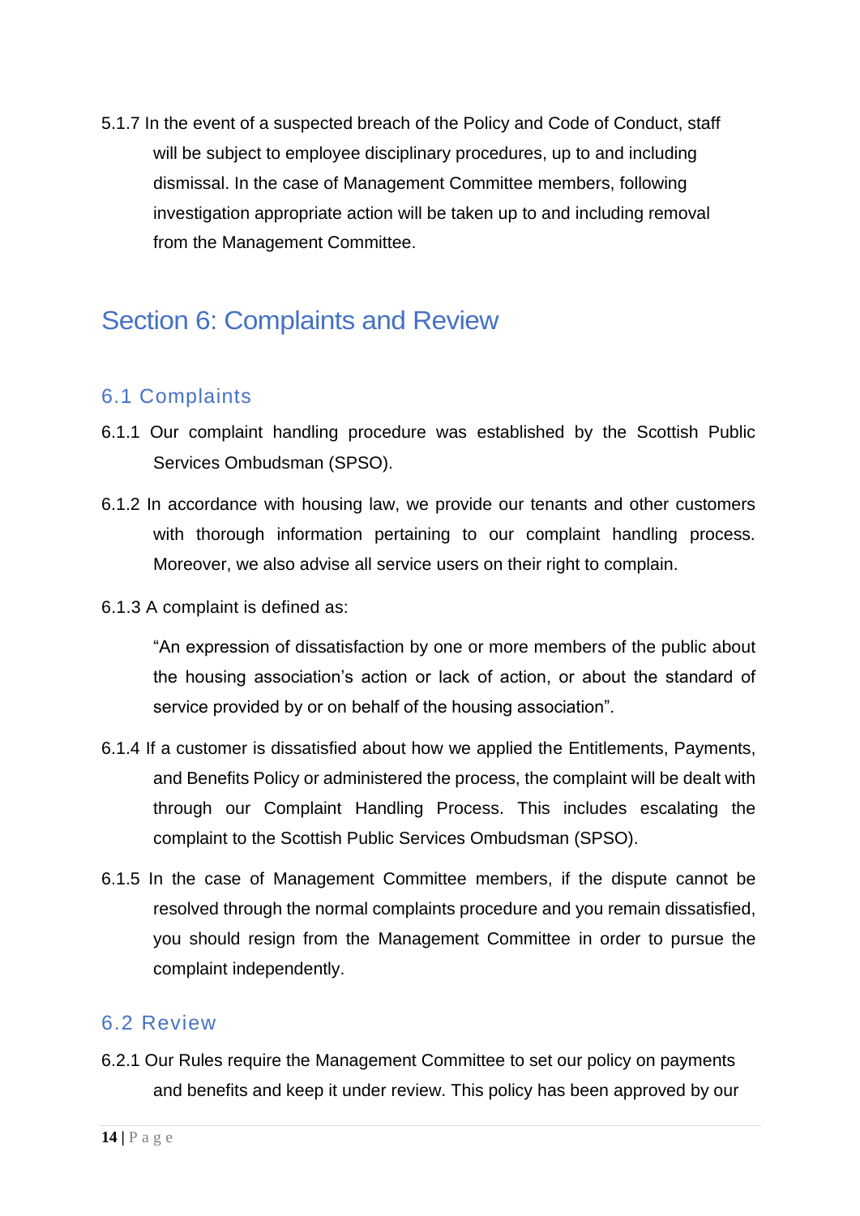5.1.7 In the event of a suspected breach of the Policy and Code of Conduct, staff will be subject to employee disciplinary procedures, up to and including dismissal. In the case of Management Committee members, following investigation appropriate action will be taken up to and including removal from the Management Committee.

# Section 6: Complaints and Review

## 6.1 Complaints

6.1.1 Our complaint handling procedure was established by the Scottish Public Services Ombudsman (SPSO).

6.1.2 In accordance with housing law, we provide our tenants and other customers with thorough information pertaining to our complaint handling process. Moreover, we also advise all service users on their right to complain.

6.1.3 A complaint is defined as:

"An expression of dissatisfaction by one or more members of the public about the housing association's action or lack of action, or about the standard of service provided by or on behalf of the housing association".

6.1.4 If a customer is dissatisfied about how we applied the Entitlements, Payments, and Benefits Policy or administered the process, the complaint will be dealt with through our Complaint Handling Process. This includes escalating the complaint to the Scottish Public Services Ombudsman (SPSO).

6.1.5 In the case of Management Committee members, if the dispute cannot be resolved through the normal complaints procedure and you remain dissatisfied, you should resign from the Management Committee in order to pursue the complaint independently.

## 6.2 Review

6.2.1 Our Rules require the Management Committee to set our policy on payments and benefits and keep it under review. This policy has been approved by our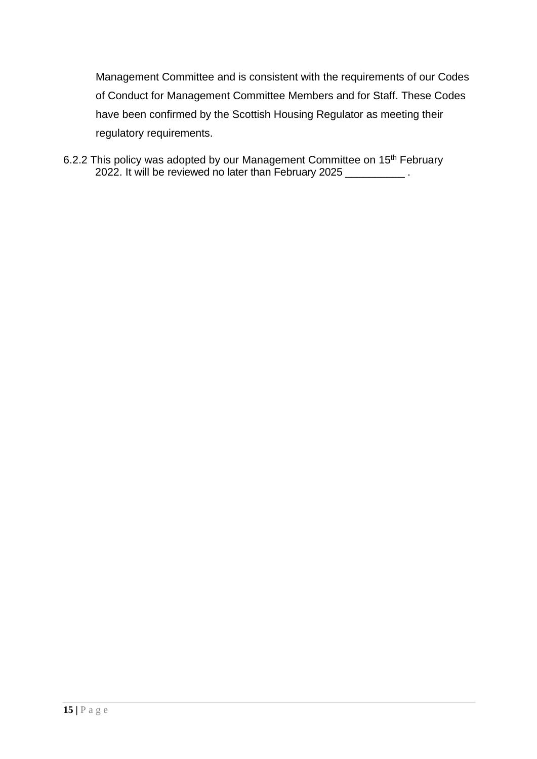Management Committee and is consistent with the requirements of our Codes of Conduct for Management Committee Members and for Staff. These Codes have been confirmed by the Scottish Housing Regulator as meeting their regulatory requirements.

6.2.2 This policy was adopted by our Management Committee on 15th February 2022. It will be reviewed no later than February 2025 __________ .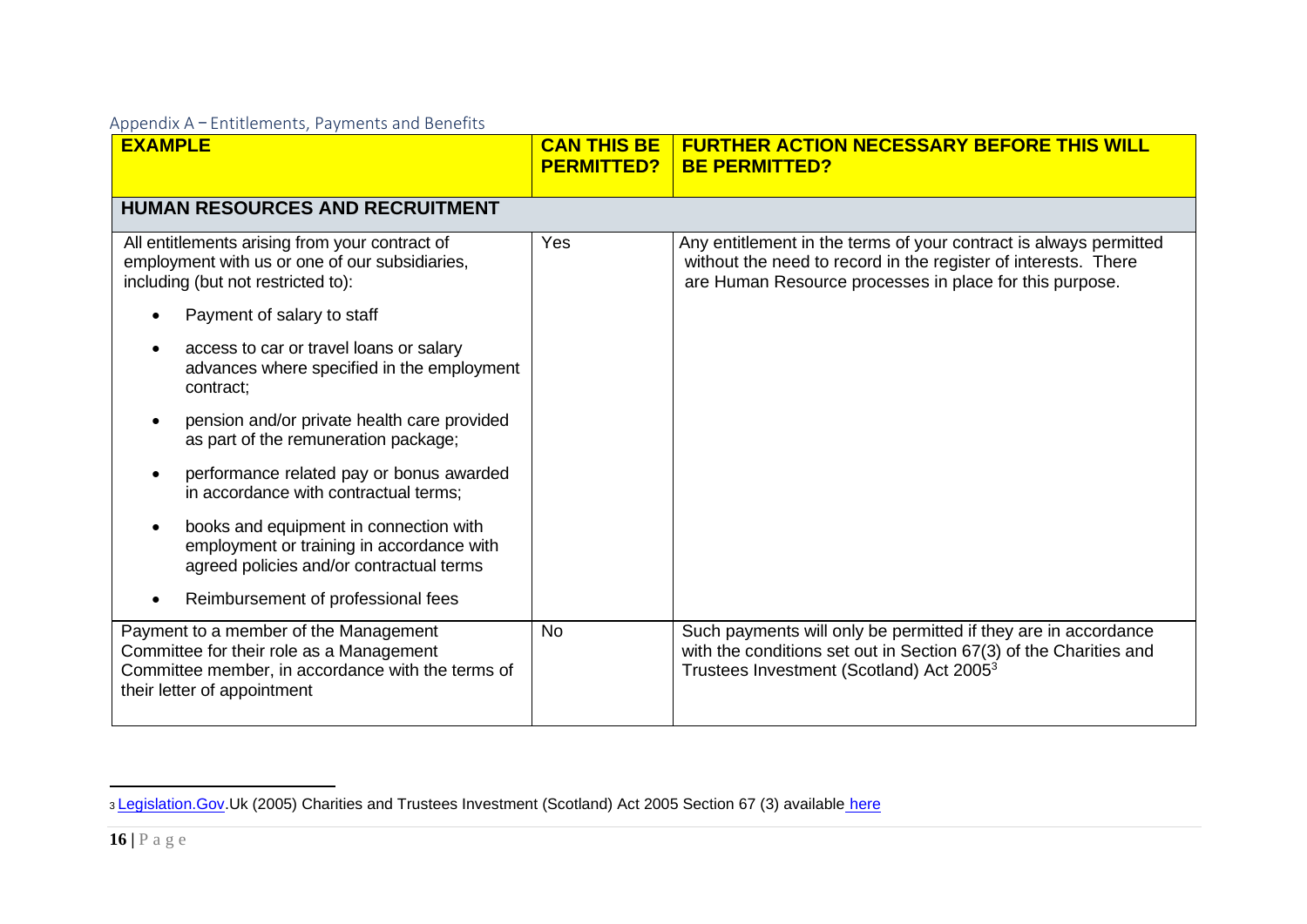## Appendix A – Entitlements, Payments and Benefits

| **EXAMPLE** | **CAN THIS BE PERMITTED?** | **FURTHER ACTION NECESSARY BEFORE THIS WILL BE PERMITTED?** |
|---|---|---|
| **HUMAN RESOURCES AND RECRUITMENT** | | |
| All entitlements arising from your contract of employment with us or one of our subsidiaries, including (but not restricted to):<br>• Payment of salary to staff<br>• access to car or travel loans or salary advances where specified in the employment contract;<br>• pension and/or private health care provided as part of the remuneration package;<br>• performance related pay or bonus awarded in accordance with contractual terms;<br>• books and equipment in connection with employment or training in accordance with agreed policies and/or contractual terms<br>• Reimbursement of professional fees | Yes | Any entitlement in the terms of your contract is always permitted without the need to record in the register of interests. There are Human Resource processes in place for this purpose. |
| Payment to a member of the Management Committee for their role as a Management Committee member, in accordance with the terms of their letter of appointment | No | Such payments will only be permitted if they are in accordance with the conditions set out in Section 67(3) of the Charities and Trustees Investment (Scotland) Act 2005[3] |

[3] Legislation.Gov.Uk (2005) Charities and Trustees Investment (Scotland) Act 2005 Section 67 (3) available here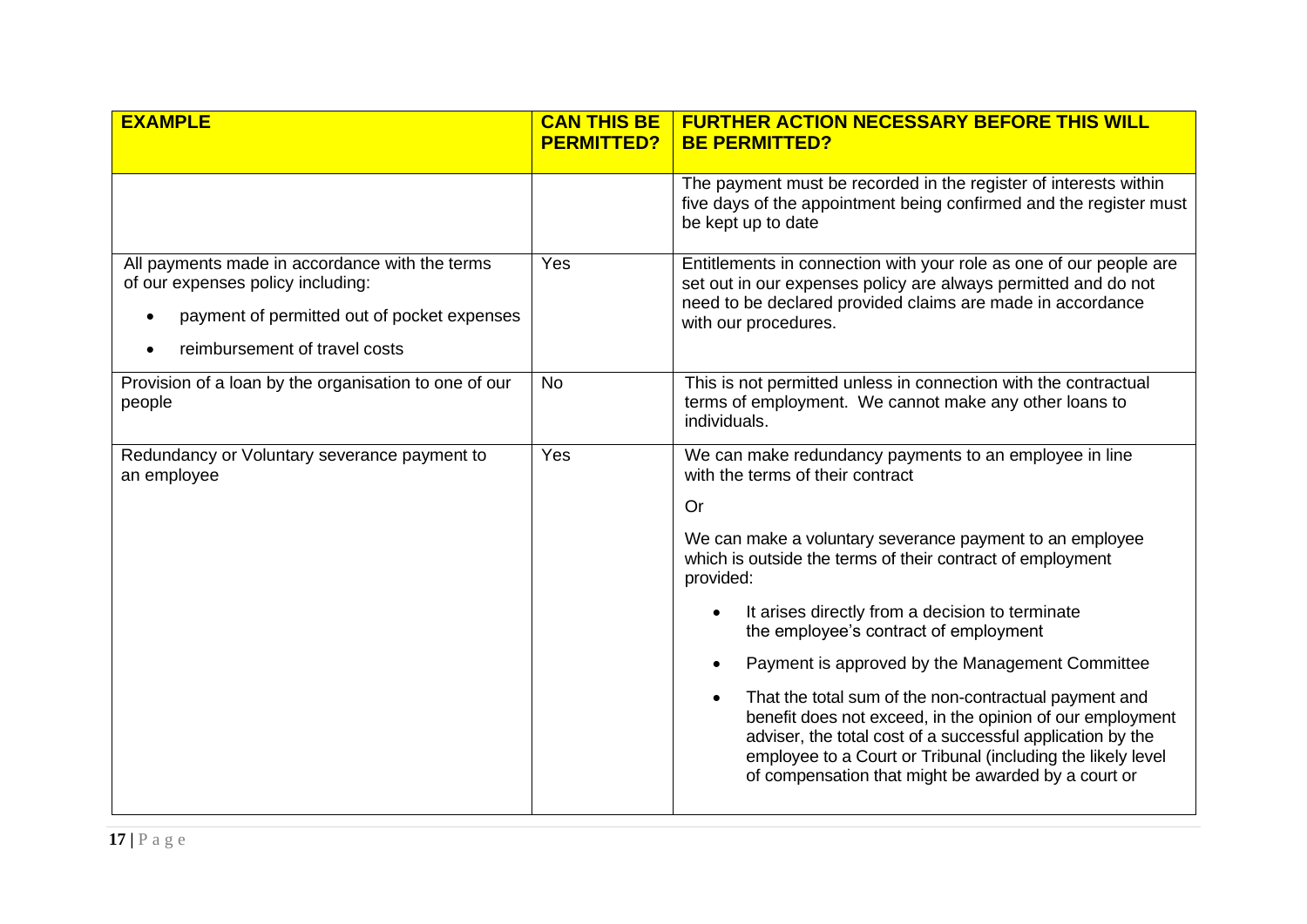| **EXAMPLE** | **CAN THIS BE PERMITTED?** | **FURTHER ACTION NECESSARY BEFORE THIS WILL BE PERMITTED?** |
|---|---|---|
| | | The payment must be recorded in the register of interests within five days of the appointment being confirmed and the register must be kept up to date |
| All payments made in accordance with the terms of our expenses policy including:<br>• payment of permitted out of pocket expenses<br>• reimbursement of travel costs | Yes | Entitlements in connection with your role as one of our people are set out in our expenses policy are always permitted and do not need to be declared provided claims are made in accordance with our procedures. |
| Provision of a loan by the organisation to one of our people | No | This is not permitted unless in connection with the contractual terms of employment. We cannot make any other loans to individuals. |
| Redundancy or Voluntary severance payment to an employee | Yes | We can make redundancy payments to an employee in line with the terms of their contract<br><br>Or<br><br>We can make a voluntary severance payment to an employee which is outside the terms of their contract of employment provided:<br>• It arises directly from a decision to terminate the employee's contract of employment<br>• Payment is approved by the Management Committee<br>• That the total sum of the non-contractual payment and benefit does not exceed, in the opinion of our employment adviser, the total cost of a successful application by the employee to a Court or Tribunal (including the likely level of compensation that might be awarded by a court or |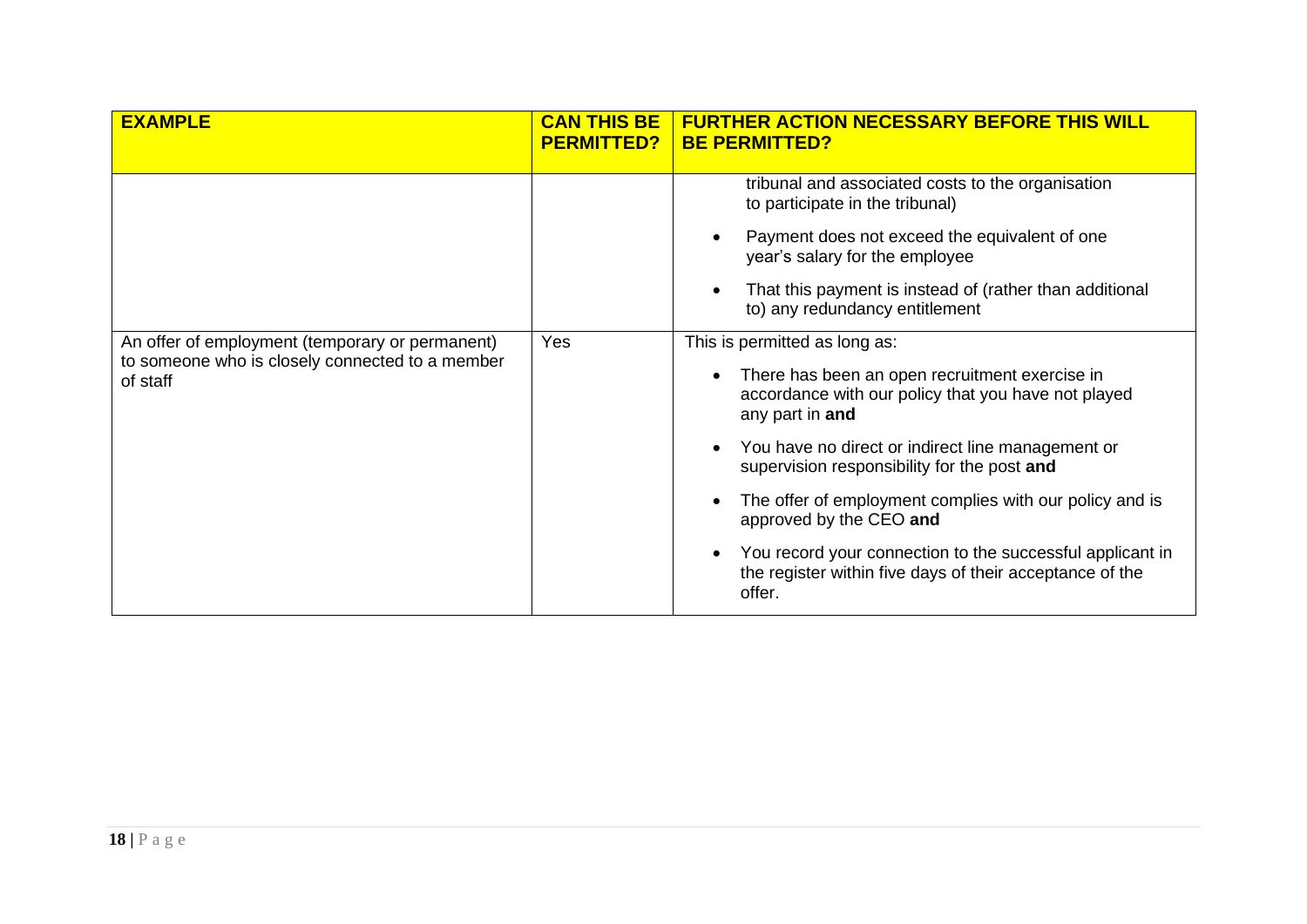| EXAMPLE | CAN THIS BE PERMITTED? | FURTHER ACTION NECESSARY BEFORE THIS WILL BE PERMITTED? |
| --- | --- | --- |
| | | tribunal and associated costs to the organisation to participate in the tribunal)<br>• Payment does not exceed the equivalent of one year's salary for the employee<br>• That this payment is instead of (rather than additional to) any redundancy entitlement |
| An offer of employment (temporary or permanent) to someone who is closely connected to a member of staff | Yes | This is permitted as long as:<br>• There has been an open recruitment exercise in accordance with our policy that you have not played any part in **and**<br>• You have no direct or indirect line management or supervision responsibility for the post **and**<br>• The offer of employment complies with our policy and is approved by the CEO **and**<br>• You record your connection to the successful applicant in the register within five days of their acceptance of the offer. |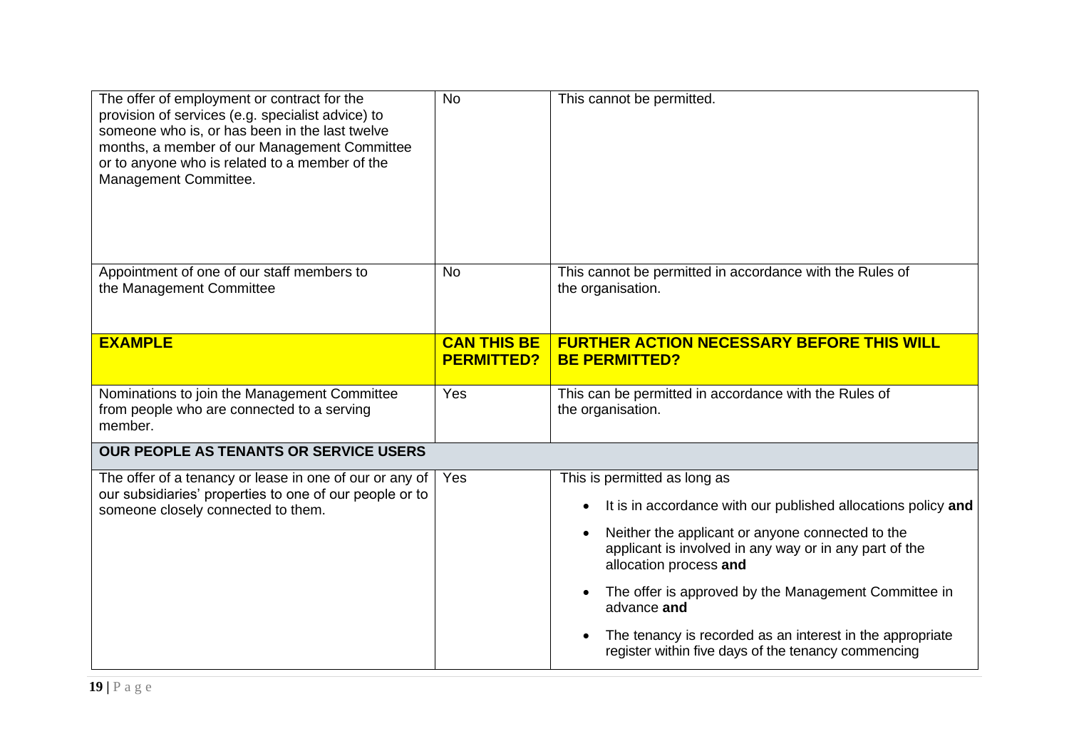| | | |
|---|---|---|
| The offer of employment or contract for the provision of services (e.g. specialist advice) to someone who is, or has been in the last twelve months, a member of our Management Committee or to anyone who is related to a member of the Management Committee. | No | This cannot be permitted. |
| Appointment of one of our staff members to the Management Committee | No | This cannot be permitted in accordance with the Rules of the organisation. |
| **EXAMPLE** | **CAN THIS BE PERMITTED?** | **FURTHER ACTION NECESSARY BEFORE THIS WILL BE PERMITTED?** |
| Nominations to join the Management Committee from people who are connected to a serving member. | Yes | This can be permitted in accordance with the Rules of the organisation. |
| **OUR PEOPLE AS TENANTS OR SERVICE USERS** | | |
| The offer of a tenancy or lease in one of our or any of our subsidiaries' properties to one of our people or to someone closely connected to them. | Yes | This is permitted as long as<br>• It is in accordance with our published allocations policy **and**<br>• Neither the applicant or anyone connected to the applicant is involved in any way or in any part of the allocation process **and**<br>• The offer is approved by the Management Committee in advance **and**<br>• The tenancy is recorded as an interest in the appropriate register within five days of the tenancy commencing |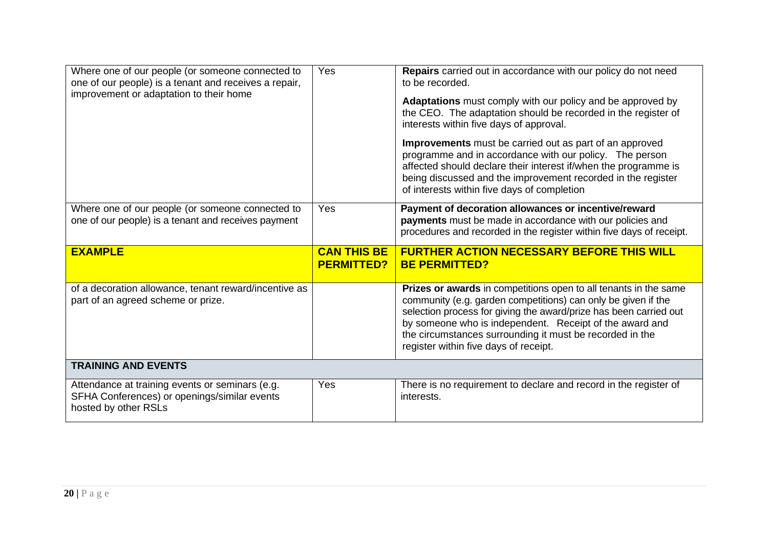| Where one of our people (or someone connected to one of our people) is a tenant and receives a repair, improvement or adaptation to their home | Yes | **Repairs** carried out in accordance with our policy do not need to be recorded.<br><br>**Adaptations** must comply with our policy and be approved by the CEO. The adaptation should be recorded in the register of interests within five days of approval.<br><br>**Improvements** must be carried out as part of an approved programme and in accordance with our policy. The person affected should declare their interest if/when the programme is being discussed and the improvement recorded in the register of interests within five days of completion |
|---|---|---|
| Where one of our people (or someone connected to one of our people) is a tenant and receives payment | Yes | **Payment of decoration allowances or incentive/reward payments** must be made in accordance with our policies and procedures and recorded in the register within five days of receipt. |
| **EXAMPLE** | **CAN THIS BE PERMITTED?** | **FURTHER ACTION NECESSARY BEFORE THIS WILL BE PERMITTED?** |
| of a decoration allowance, tenant reward/incentive as part of an agreed scheme or prize. | | **Prizes or awards** in competitions open to all tenants in the same community (e.g. garden competitions) can only be given if the selection process for giving the award/prize has been carried out by someone who is independent. Receipt of the award and the circumstances surrounding it must be recorded in the register within five days of receipt. |
| **TRAINING AND EVENTS** | | |
| Attendance at training events or seminars (e.g. SFHA Conferences) or openings/similar events hosted by other RSLs | Yes | There is no requirement to declare and record in the register of interests. |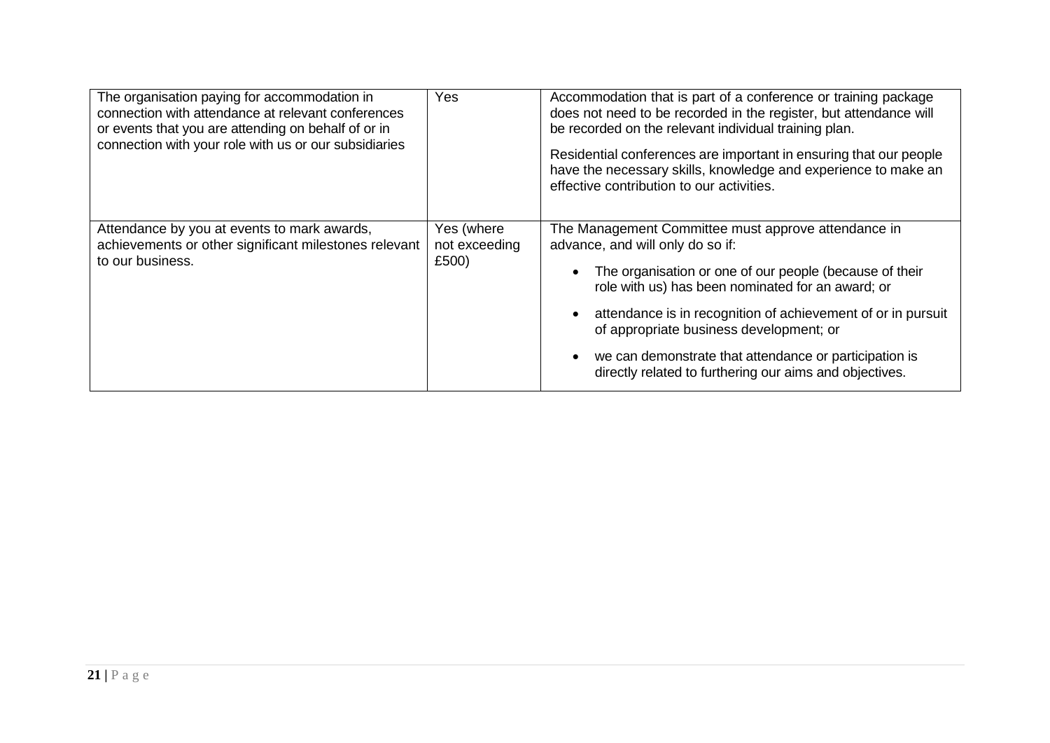| | | |
|---|---|---|
| The organisation paying for accommodation in connection with attendance at relevant conferences or events that you are attending on behalf of or in connection with your role with us or our subsidiaries | Yes | Accommodation that is part of a conference or training package does not need to be recorded in the register, but attendance will be recorded on the relevant individual training plan.<br><br>Residential conferences are important in ensuring that our people have the necessary skills, knowledge and experience to make an effective contribution to our activities. |
| Attendance by you at events to mark awards, achievements or other significant milestones relevant to our business. | Yes (where not exceeding £500) | The Management Committee must approve attendance in advance, and will only do so if:<br><br>• The organisation or one of our people (because of their role with us) has been nominated for an award; or<br><br>• attendance is in recognition of achievement of or in pursuit of appropriate business development; or<br><br>• we can demonstrate that attendance or participation is directly related to furthering our aims and objectives. |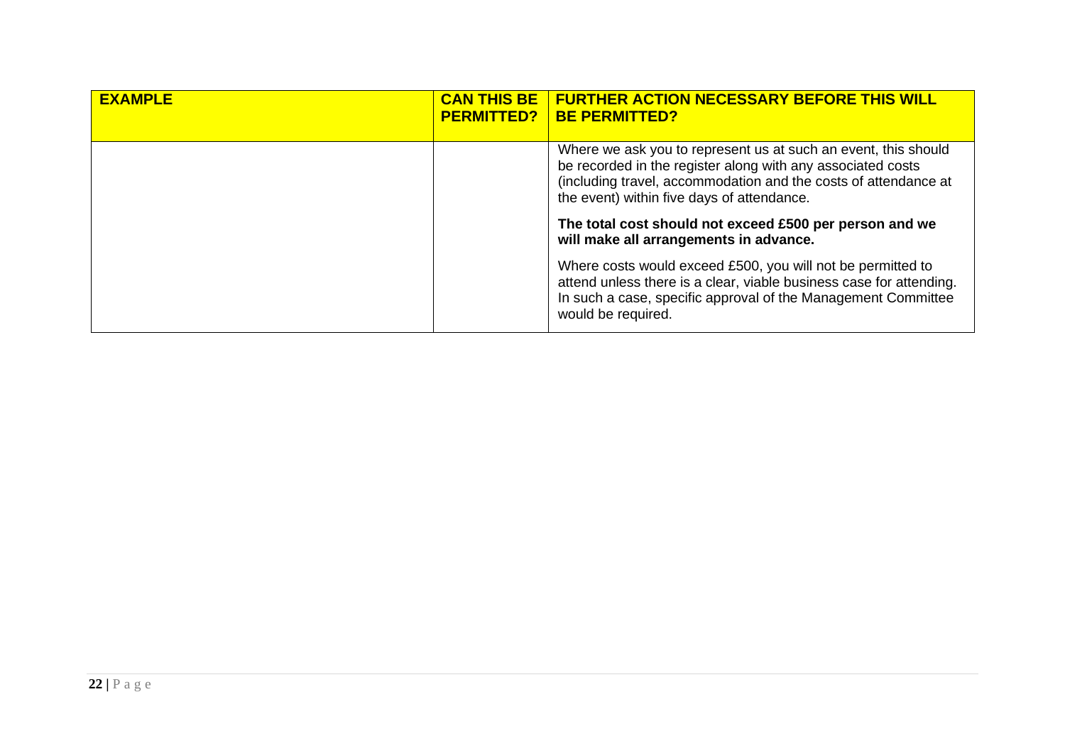| EXAMPLE | CAN THIS BE PERMITTED? | FURTHER ACTION NECESSARY BEFORE THIS WILL BE PERMITTED? |
|---|---|---|
| | | Where we ask you to represent us at such an event, this should be recorded in the register along with any associated costs (including travel, accommodation and the costs of attendance at the event) within five days of attendance.<br><br>**The total cost should not exceed £500 per person and we will make all arrangements in advance.**<br><br>Where costs would exceed £500, you will not be permitted to attend unless there is a clear, viable business case for attending. In such a case, specific approval of the Management Committee would be required. |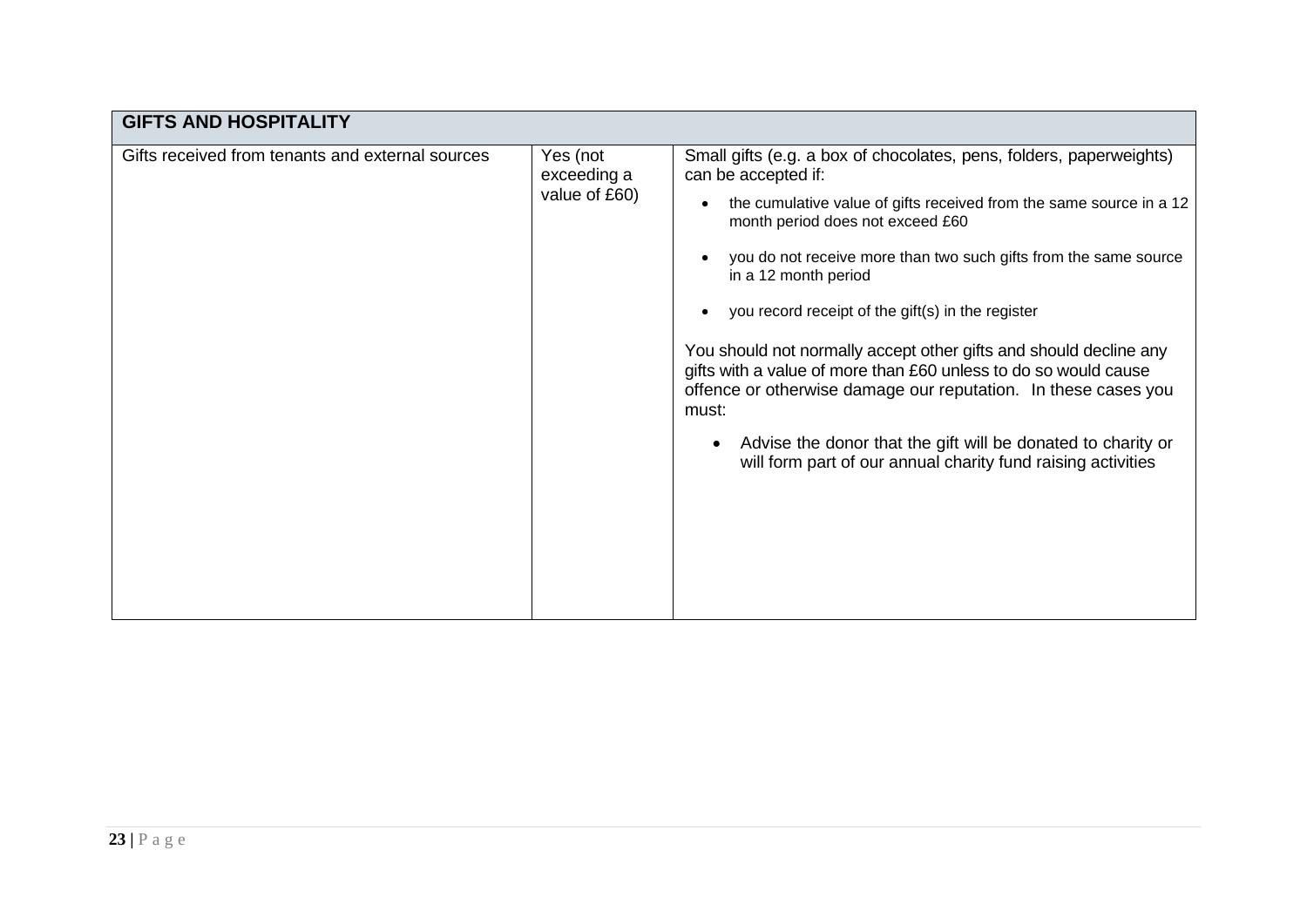| GIFTS AND HOSPITALITY | | |
|---|---|---|
| Gifts received from tenants and external sources | Yes (not exceeding a value of £60) | Small gifts (e.g. a box of chocolates, pens, folders, paperweights) can be accepted if:<br><br>• the cumulative value of gifts received from the same source in a 12 month period does not exceed £60<br><br>• you do not receive more than two such gifts from the same source in a 12 month period<br><br>• you record receipt of the gift(s) in the register<br><br>You should not normally accept other gifts and should decline any gifts with a value of more than £60 unless to do so would cause offence or otherwise damage our reputation. In these cases you must:<br><br>• Advise the donor that the gift will be donated to charity or will form part of our annual charity fund raising activities |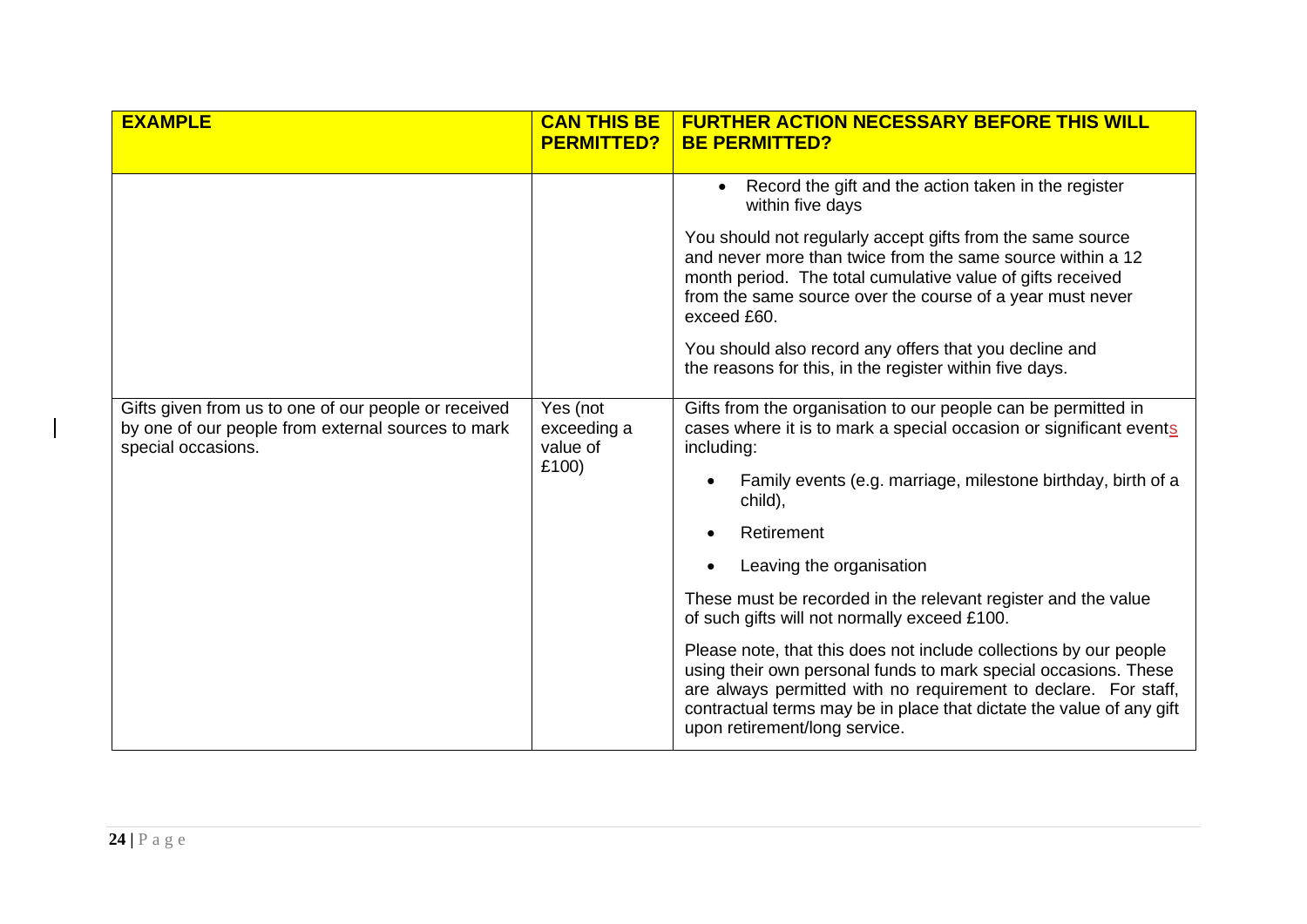| EXAMPLE | CAN THIS BE PERMITTED? | FURTHER ACTION NECESSARY BEFORE THIS WILL BE PERMITTED? |
|---|---|---|
| | | • Record the gift and the action taken in the register within five days<br><br>You should not regularly accept gifts from the same source and never more than twice from the same source within a 12 month period. The total cumulative value of gifts received from the same source over the course of a year must never exceed £60.<br><br>You should also record any offers that you decline and the reasons for this, in the register within five days. |
| Gifts given from us to one of our people or received by one of our people from external sources to mark special occasions. | Yes (not exceeding a value of £100) | Gifts from the organisation to our people can be permitted in cases where it is to mark a special occasion or significant events including:<br><br>• Family events (e.g. marriage, milestone birthday, birth of a child),<br>• Retirement<br>• Leaving the organisation<br><br>These must be recorded in the relevant register and the value of such gifts will not normally exceed £100.<br><br>Please note, that this does not include collections by our people using their own personal funds to mark special occasions. These are always permitted with no requirement to declare. For staff, contractual terms may be in place that dictate the value of any gift upon retirement/long service. |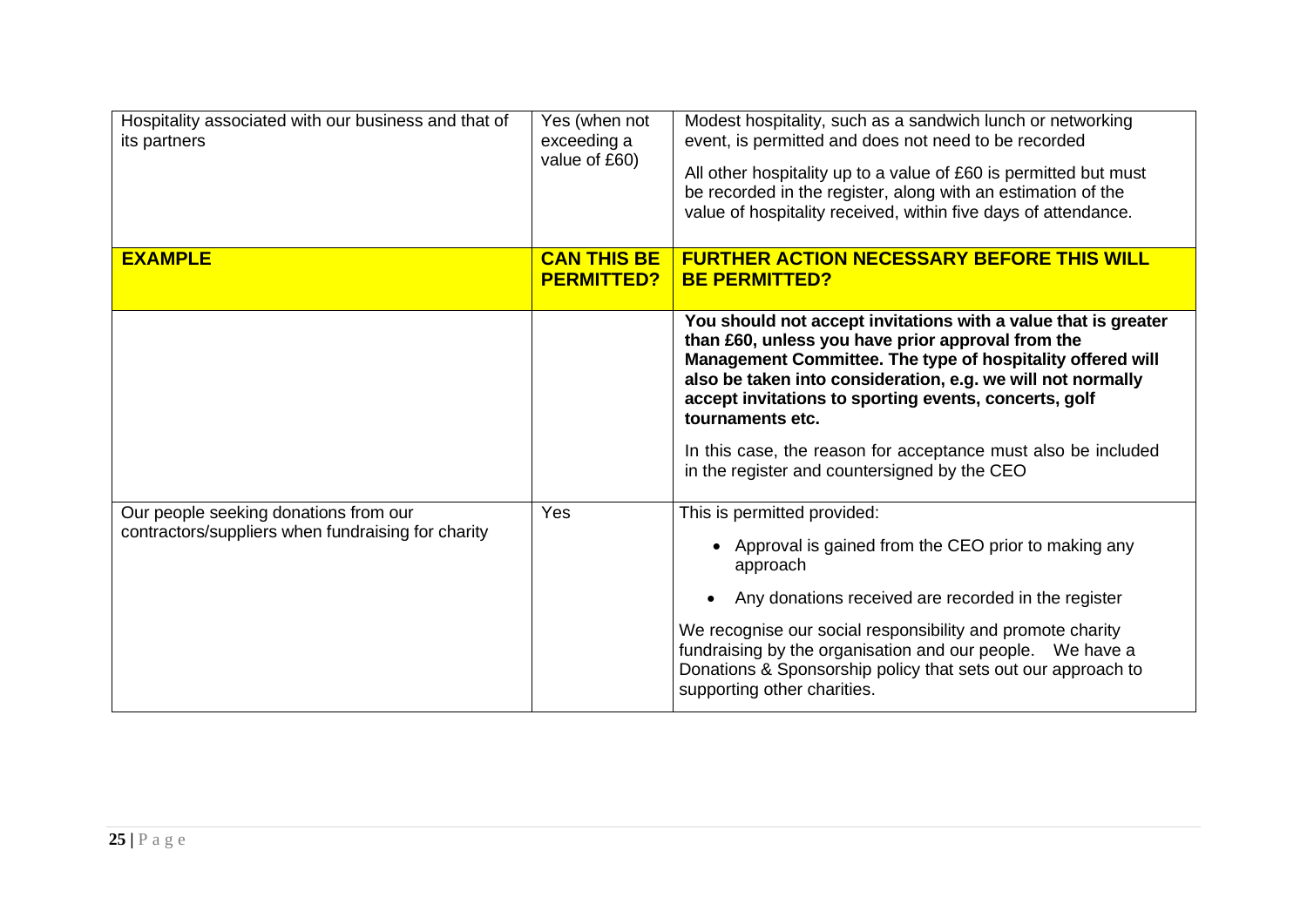| Hospitality associated with our business and that of its partners | Yes (when not exceeding a value of £60) | Modest hospitality, such as a sandwich lunch or networking event, is permitted and does not need to be recorded<br><br>All other hospitality up to a value of £60 is permitted but must be recorded in the register, along with an estimation of the value of hospitality received, within five days of attendance. |
|---|---|---|
| **EXAMPLE** | **CAN THIS BE PERMITTED?** | **FURTHER ACTION NECESSARY BEFORE THIS WILL BE PERMITTED?** |
| | | **You should not accept invitations with a value that is greater than £60, unless you have prior approval from the Management Committee. The type of hospitality offered will also be taken into consideration, e.g. we will not normally accept invitations to sporting events, concerts, golf tournaments etc.**<br><br>In this case, the reason for acceptance must also be included in the register and countersigned by the CEO |
| Our people seeking donations from our contractors/suppliers when fundraising for charity | Yes | This is permitted provided:<br><br>• Approval is gained from the CEO prior to making any approach<br><br>• Any donations received are recorded in the register<br><br>We recognise our social responsibility and promote charity fundraising by the organisation and our people. We have a Donations & Sponsorship policy that sets out our approach to supporting other charities. |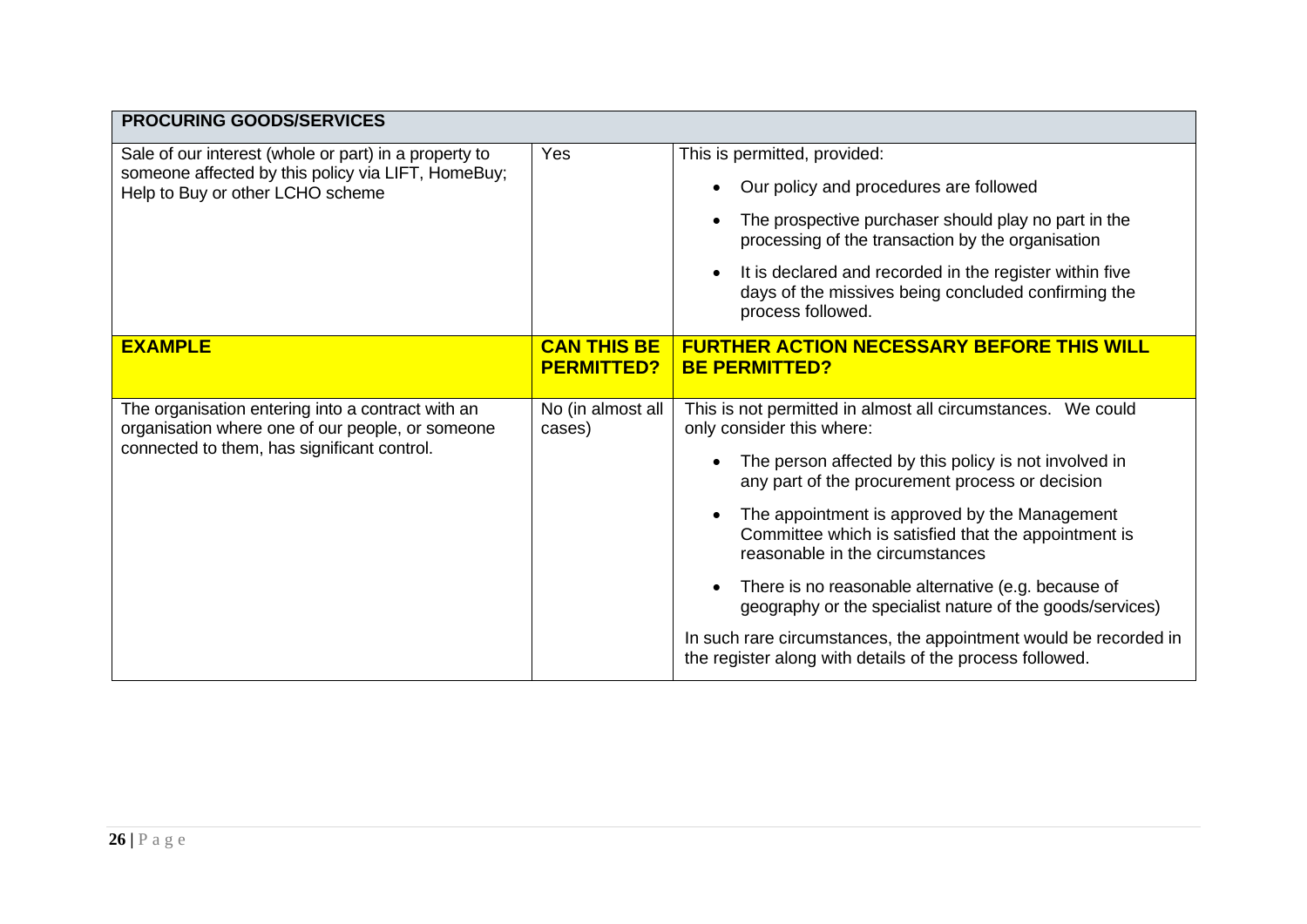| PROCURING GOODS/SERVICES | | |
|---|---|---|
| Sale of our interest (whole or part) in a property to someone affected by this policy via LIFT, HomeBuy; Help to Buy or other LCHO scheme | Yes | This is permitted, provided:<br>• Our policy and procedures are followed<br>• The prospective purchaser should play no part in the processing of the transaction by the organisation<br>• It is declared and recorded in the register within five days of the missives being concluded confirming the process followed. |
| **EXAMPLE** | **CAN THIS BE PERMITTED?** | **FURTHER ACTION NECESSARY BEFORE THIS WILL BE PERMITTED?** |
| The organisation entering into a contract with an organisation where one of our people, or someone connected to them, has significant control. | No (in almost all cases) | This is not permitted in almost all circumstances. We could only consider this where:<br>• The person affected by this policy is not involved in any part of the procurement process or decision<br>• The appointment is approved by the Management Committee which is satisfied that the appointment is reasonable in the circumstances<br>• There is no reasonable alternative (e.g. because of geography or the specialist nature of the goods/services)<br>In such rare circumstances, the appointment would be recorded in the register along with details of the process followed. |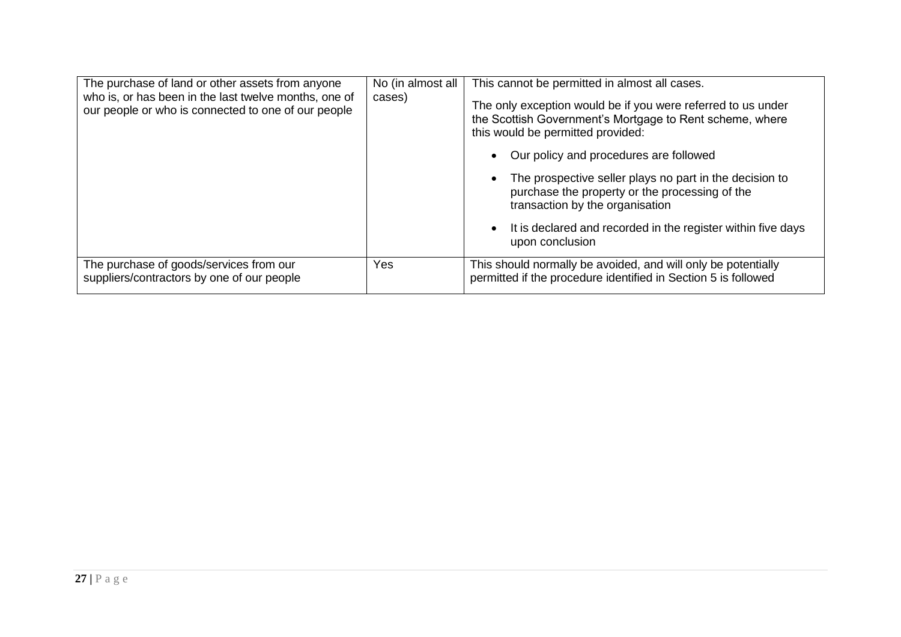| | | |
|---|---|---|
| The purchase of land or other assets from anyone who is, or has been in the last twelve months, one of our people or who is connected to one of our people | No (in almost all cases) | This cannot be permitted in almost all cases.<br><br>The only exception would be if you were referred to us under the Scottish Government's Mortgage to Rent scheme, where this would be permitted provided:<br><br>• Our policy and procedures are followed<br>• The prospective seller plays no part in the decision to purchase the property or the processing of the transaction by the organisation<br>• It is declared and recorded in the register within five days upon conclusion |
| The purchase of goods/services from our suppliers/contractors by one of our people | Yes | This should normally be avoided, and will only be potentially permitted if the procedure identified in Section 5 is followed |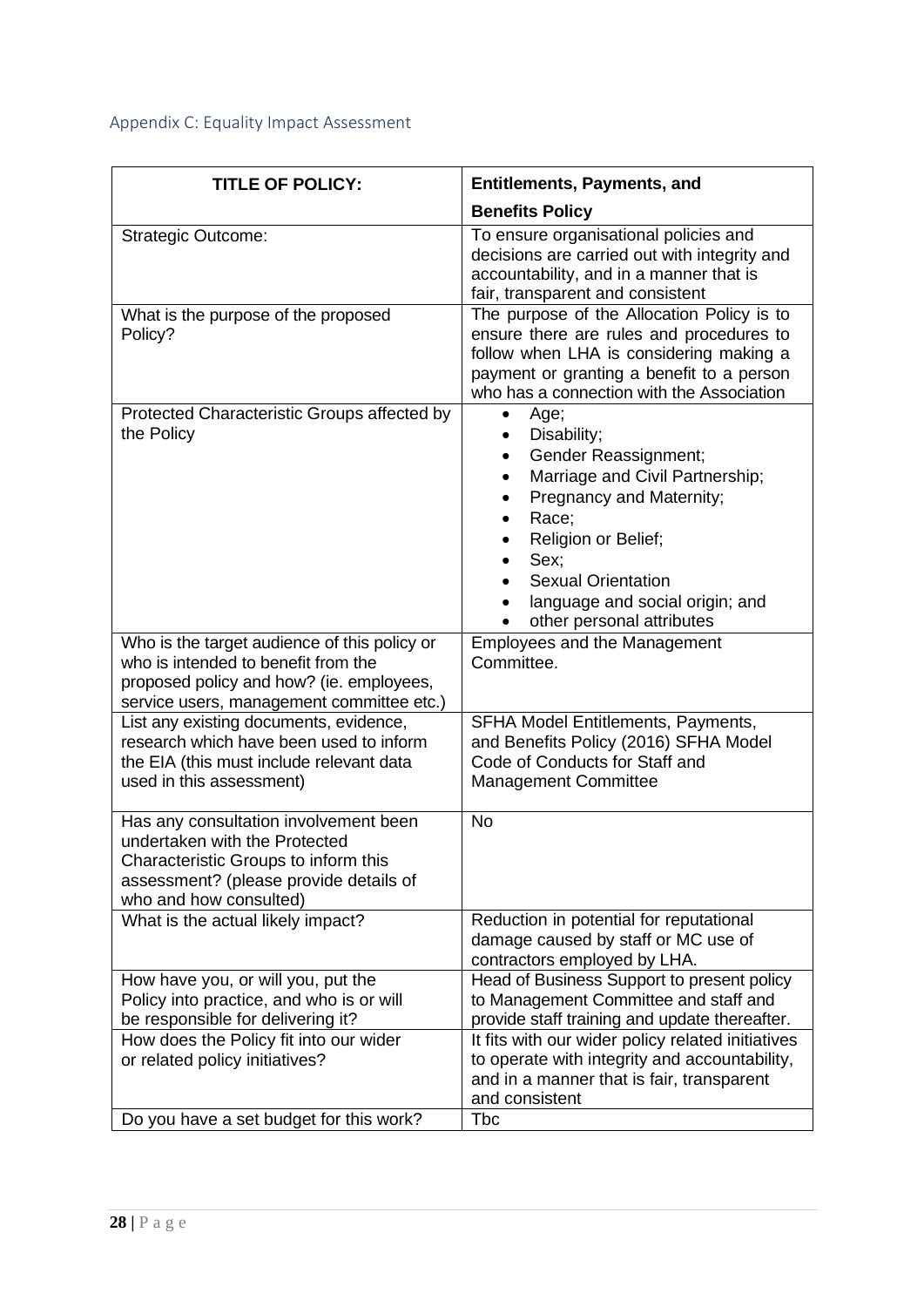## Appendix C: Equality Impact Assessment

| **TITLE OF POLICY:** | **Entitlements, Payments, and Benefits Policy** |
|---|---|
| Strategic Outcome: | To ensure organisational policies and decisions are carried out with integrity and accountability, and in a manner that is fair, transparent and consistent |
| What is the purpose of the proposed Policy? | The purpose of the Allocation Policy is to ensure there are rules and procedures to follow when LHA is considering making a payment or granting a benefit to a person who has a connection with the Association |
| Protected Characteristic Groups affected by the Policy | • Age;<br>• Disability;<br>• Gender Reassignment;<br>• Marriage and Civil Partnership;<br>• Pregnancy and Maternity;<br>• Race;<br>• Religion or Belief;<br>• Sex;<br>• Sexual Orientation<br>• language and social origin; and<br>• other personal attributes |
| Who is the target audience of this policy or who is intended to benefit from the proposed policy and how? (ie. employees, service users, management committee etc.) | Employees and the Management Committee. |
| List any existing documents, evidence, research which have been used to inform the EIA (this must include relevant data used in this assessment) | SFHA Model Entitlements, Payments, and Benefits Policy (2016) SFHA Model Code of Conducts for Staff and Management Committee |
| Has any consultation involvement been undertaken with the Protected Characteristic Groups to inform this assessment? (please provide details of who and how consulted) | No |
| What is the actual likely impact? | Reduction in potential for reputational damage caused by staff or MC use of contractors employed by LHA. |
| How have you, or will you, put the Policy into practice, and who is or will be responsible for delivering it? | Head of Business Support to present policy to Management Committee and staff and provide staff training and update thereafter. |
| How does the Policy fit into our wider or related policy initiatives? | It fits with our wider policy related initiatives to operate with integrity and accountability, and in a manner that is fair, transparent and consistent |
| Do you have a set budget for this work? | Tbc |